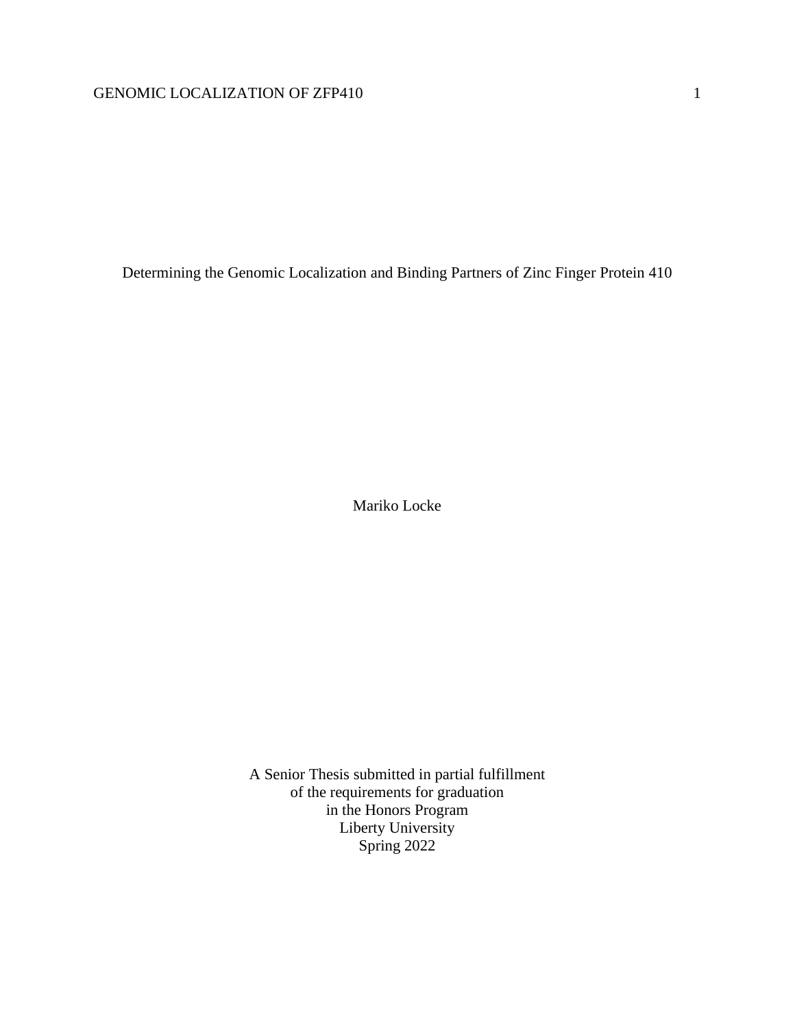# Determining the Genomic Localization and Binding Partners of Zinc Finger Protein 410

Mariko Locke

A Senior Thesis submitted in partial fulfillment
of the requirements for graduation
in the Honors Program
Liberty University
Spring 2022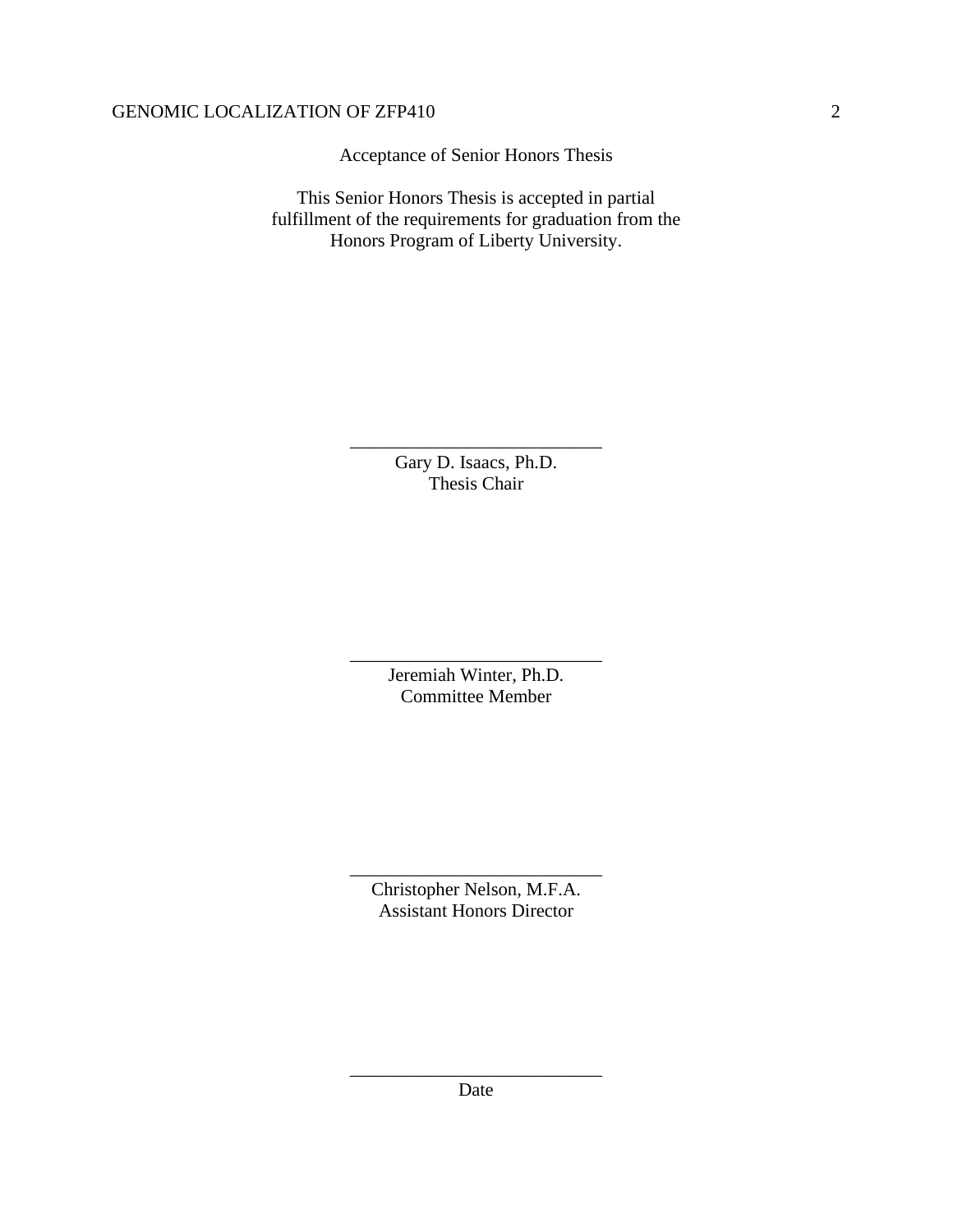Acceptance of Senior Honors Thesis

This Senior Honors Thesis is accepted in partial fulfillment of the requirements for graduation from the Honors Program of Liberty University.

______________________________
Gary D. Isaacs, Ph.D.
Thesis Chair

______________________________
Jeremiah Winter, Ph.D.
Committee Member

______________________________
Christopher Nelson, M.F.A.
Assistant Honors Director

______________________________
Date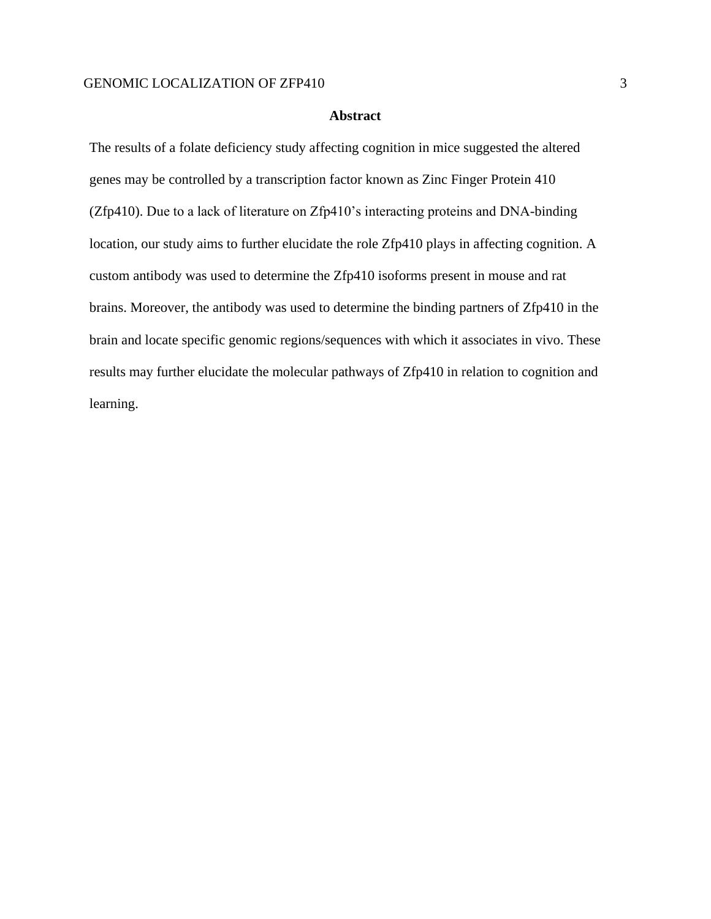## Abstract

The results of a folate deficiency study affecting cognition in mice suggested the altered genes may be controlled by a transcription factor known as Zinc Finger Protein 410 (Zfp410). Due to a lack of literature on Zfp410's interacting proteins and DNA-binding location, our study aims to further elucidate the role Zfp410 plays in affecting cognition. A custom antibody was used to determine the Zfp410 isoforms present in mouse and rat brains. Moreover, the antibody was used to determine the binding partners of Zfp410 in the brain and locate specific genomic regions/sequences with which it associates in vivo. These results may further elucidate the molecular pathways of Zfp410 in relation to cognition and learning.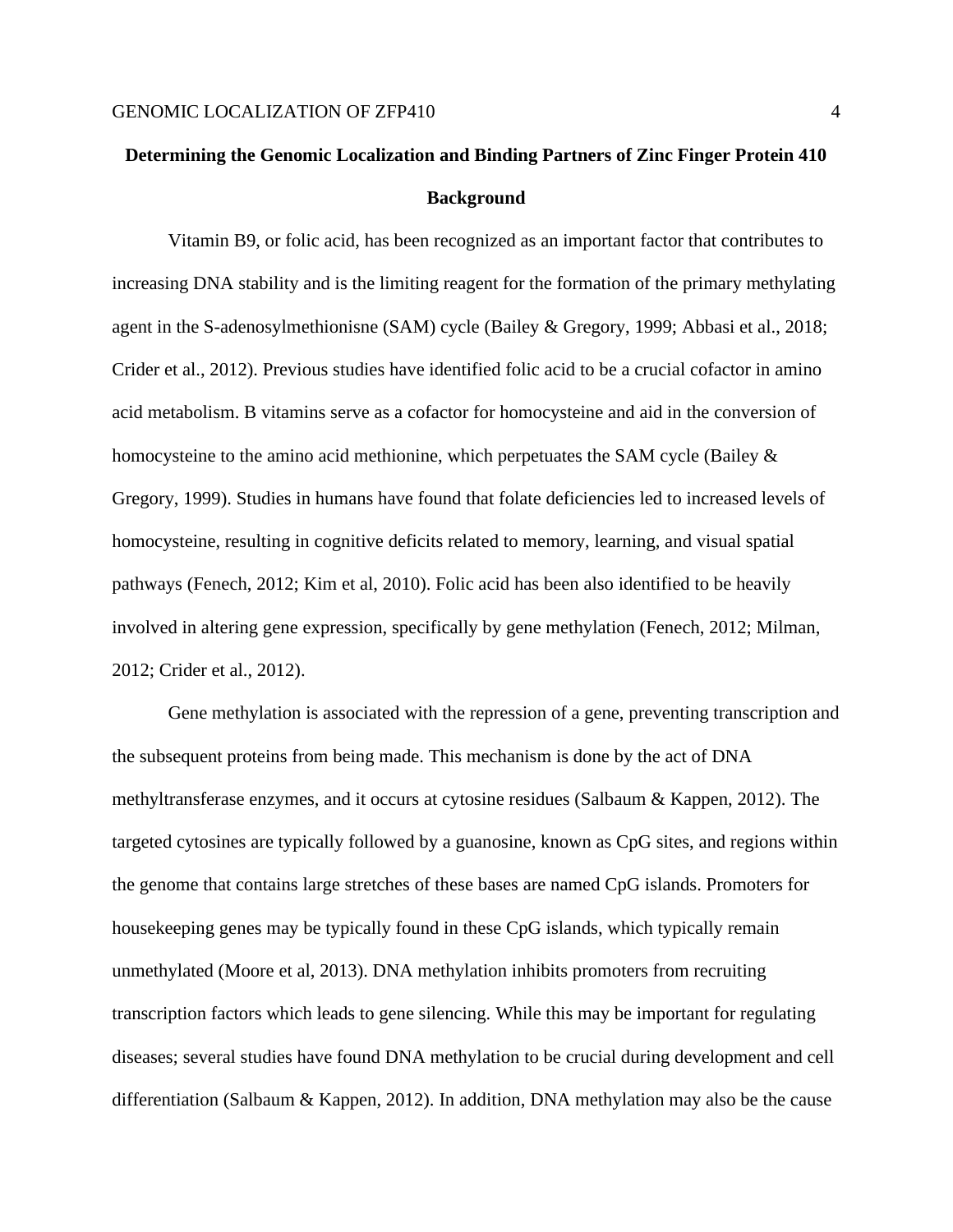# Determining the Genomic Localization and Binding Partners of Zinc Finger Protein 410

## Background

Vitamin B9, or folic acid, has been recognized as an important factor that contributes to increasing DNA stability and is the limiting reagent for the formation of the primary methylating agent in the S-adenosylmethionisne (SAM) cycle (Bailey & Gregory, 1999; Abbasi et al., 2018; Crider et al., 2012). Previous studies have identified folic acid to be a crucial cofactor in amino acid metabolism. B vitamins serve as a cofactor for homocysteine and aid in the conversion of homocysteine to the amino acid methionine, which perpetuates the SAM cycle (Bailey & Gregory, 1999). Studies in humans have found that folate deficiencies led to increased levels of homocysteine, resulting in cognitive deficits related to memory, learning, and visual spatial pathways (Fenech, 2012; Kim et al, 2010). Folic acid has been also identified to be heavily involved in altering gene expression, specifically by gene methylation (Fenech, 2012; Milman, 2012; Crider et al., 2012).

Gene methylation is associated with the repression of a gene, preventing transcription and the subsequent proteins from being made. This mechanism is done by the act of DNA methyltransferase enzymes, and it occurs at cytosine residues (Salbaum & Kappen, 2012). The targeted cytosines are typically followed by a guanosine, known as CpG sites, and regions within the genome that contains large stretches of these bases are named CpG islands. Promoters for housekeeping genes may be typically found in these CpG islands, which typically remain unmethylated (Moore et al, 2013). DNA methylation inhibits promoters from recruiting transcription factors which leads to gene silencing. While this may be important for regulating diseases; several studies have found DNA methylation to be crucial during development and cell differentiation (Salbaum & Kappen, 2012). In addition, DNA methylation may also be the cause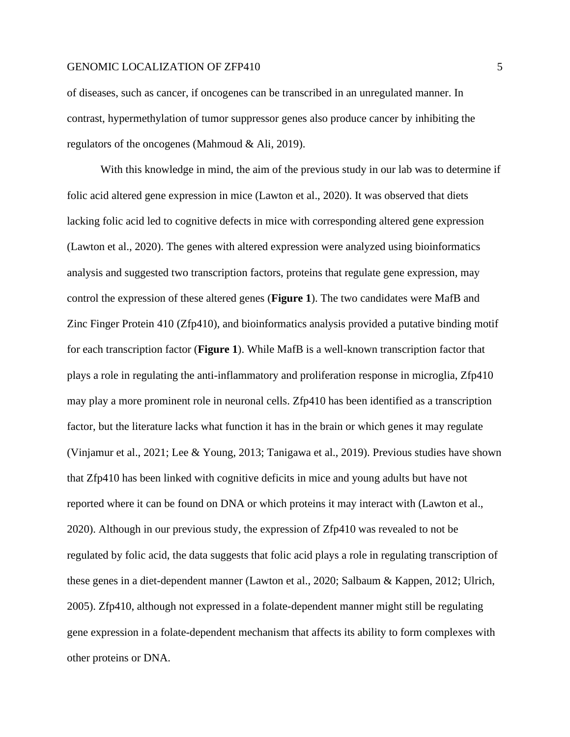of diseases, such as cancer, if oncogenes can be transcribed in an unregulated manner. In contrast, hypermethylation of tumor suppressor genes also produce cancer by inhibiting the regulators of the oncogenes (Mahmoud & Ali, 2019).

With this knowledge in mind, the aim of the previous study in our lab was to determine if folic acid altered gene expression in mice (Lawton et al., 2020). It was observed that diets lacking folic acid led to cognitive defects in mice with corresponding altered gene expression (Lawton et al., 2020). The genes with altered expression were analyzed using bioinformatics analysis and suggested two transcription factors, proteins that regulate gene expression, may control the expression of these altered genes (**Figure 1**). The two candidates were MafB and Zinc Finger Protein 410 (Zfp410), and bioinformatics analysis provided a putative binding motif for each transcription factor (**Figure 1**). While MafB is a well-known transcription factor that plays a role in regulating the anti-inflammatory and proliferation response in microglia, Zfp410 may play a more prominent role in neuronal cells. Zfp410 has been identified as a transcription factor, but the literature lacks what function it has in the brain or which genes it may regulate (Vinjamur et al., 2021; Lee & Young, 2013; Tanigawa et al., 2019). Previous studies have shown that Zfp410 has been linked with cognitive deficits in mice and young adults but have not reported where it can be found on DNA or which proteins it may interact with (Lawton et al., 2020). Although in our previous study, the expression of Zfp410 was revealed to not be regulated by folic acid, the data suggests that folic acid plays a role in regulating transcription of these genes in a diet-dependent manner (Lawton et al., 2020; Salbaum & Kappen, 2012; Ulrich, 2005). Zfp410, although not expressed in a folate-dependent manner might still be regulating gene expression in a folate-dependent mechanism that affects its ability to form complexes with other proteins or DNA.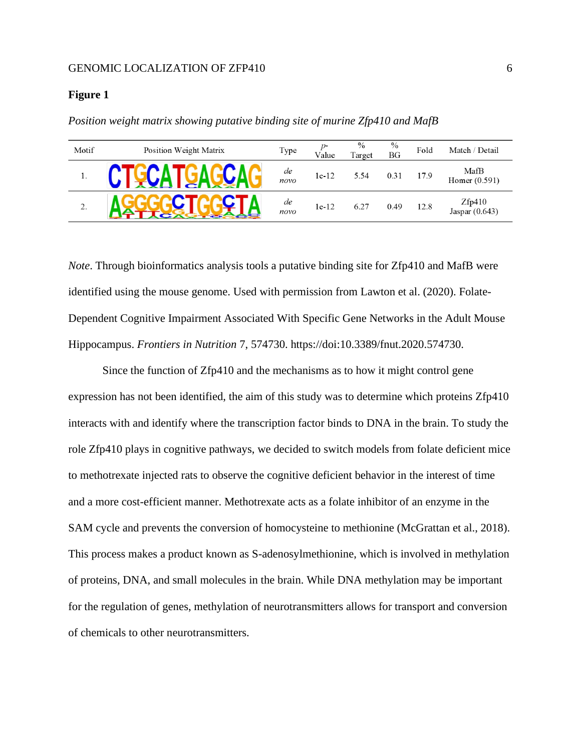**Figure 1**

*Position weight matrix showing putative binding site of murine Zfp410 and MafB*

| Motif | Position Weight Matrix | Type | *p*-Value | % Target | % BG | Fold | Match / Detail |
|---|---|---|---|---|---|---|---|
| 1. | CTGCATGAGCAG | *de novo* | 1e-12 | 5.54 | 0.31 | 17.9 | MafB Homer (0.591) |
| 2. | AGGGGCTGGCTA | *de novo* | 1e-12 | 6.27 | 0.49 | 12.8 | Zfp410 Jaspar (0.643) |

*Note*. Through bioinformatics analysis tools a putative binding site for Zfp410 and MafB were identified using the mouse genome. Used with permission from Lawton et al. (2020). Folate-Dependent Cognitive Impairment Associated With Specific Gene Networks in the Adult Mouse Hippocampus. *Frontiers in Nutrition* 7, 574730. https://doi:10.3389/fnut.2020.574730.

Since the function of Zfp410 and the mechanisms as to how it might control gene expression has not been identified, the aim of this study was to determine which proteins Zfp410 interacts with and identify where the transcription factor binds to DNA in the brain. To study the role Zfp410 plays in cognitive pathways, we decided to switch models from folate deficient mice to methotrexate injected rats to observe the cognitive deficient behavior in the interest of time and a more cost-efficient manner. Methotrexate acts as a folate inhibitor of an enzyme in the SAM cycle and prevents the conversion of homocysteine to methionine (McGrattan et al., 2018). This process makes a product known as S-adenosylmethionine, which is involved in methylation of proteins, DNA, and small molecules in the brain. While DNA methylation may be important for the regulation of genes, methylation of neurotransmitters allows for transport and conversion of chemicals to other neurotransmitters.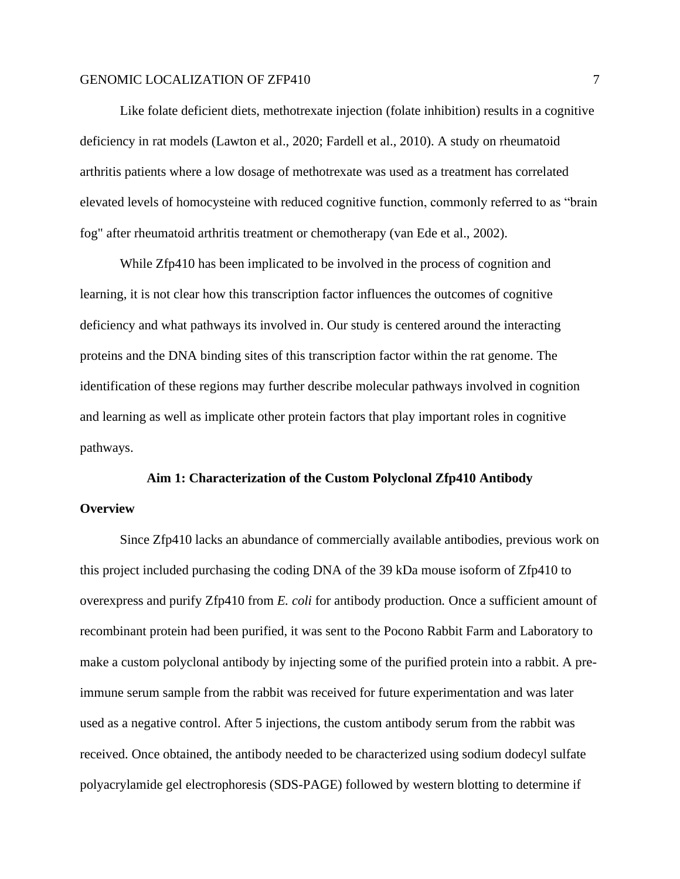Like folate deficient diets, methotrexate injection (folate inhibition) results in a cognitive deficiency in rat models (Lawton et al., 2020; Fardell et al., 2010). A study on rheumatoid arthritis patients where a low dosage of methotrexate was used as a treatment has correlated elevated levels of homocysteine with reduced cognitive function, commonly referred to as "brain fog" after rheumatoid arthritis treatment or chemotherapy (van Ede et al., 2002).

While Zfp410 has been implicated to be involved in the process of cognition and learning, it is not clear how this transcription factor influences the outcomes of cognitive deficiency and what pathways its involved in. Our study is centered around the interacting proteins and the DNA binding sites of this transcription factor within the rat genome. The identification of these regions may further describe molecular pathways involved in cognition and learning as well as implicate other protein factors that play important roles in cognitive pathways.

## Aim 1: Characterization of the Custom Polyclonal Zfp410 Antibody

### Overview

Since Zfp410 lacks an abundance of commercially available antibodies, previous work on this project included purchasing the coding DNA of the 39 kDa mouse isoform of Zfp410 to overexpress and purify Zfp410 from *E. coli* for antibody production. Once a sufficient amount of recombinant protein had been purified, it was sent to the Pocono Rabbit Farm and Laboratory to make a custom polyclonal antibody by injecting some of the purified protein into a rabbit. A pre-immune serum sample from the rabbit was received for future experimentation and was later used as a negative control. After 5 injections, the custom antibody serum from the rabbit was received. Once obtained, the antibody needed to be characterized using sodium dodecyl sulfate polyacrylamide gel electrophoresis (SDS-PAGE) followed by western blotting to determine if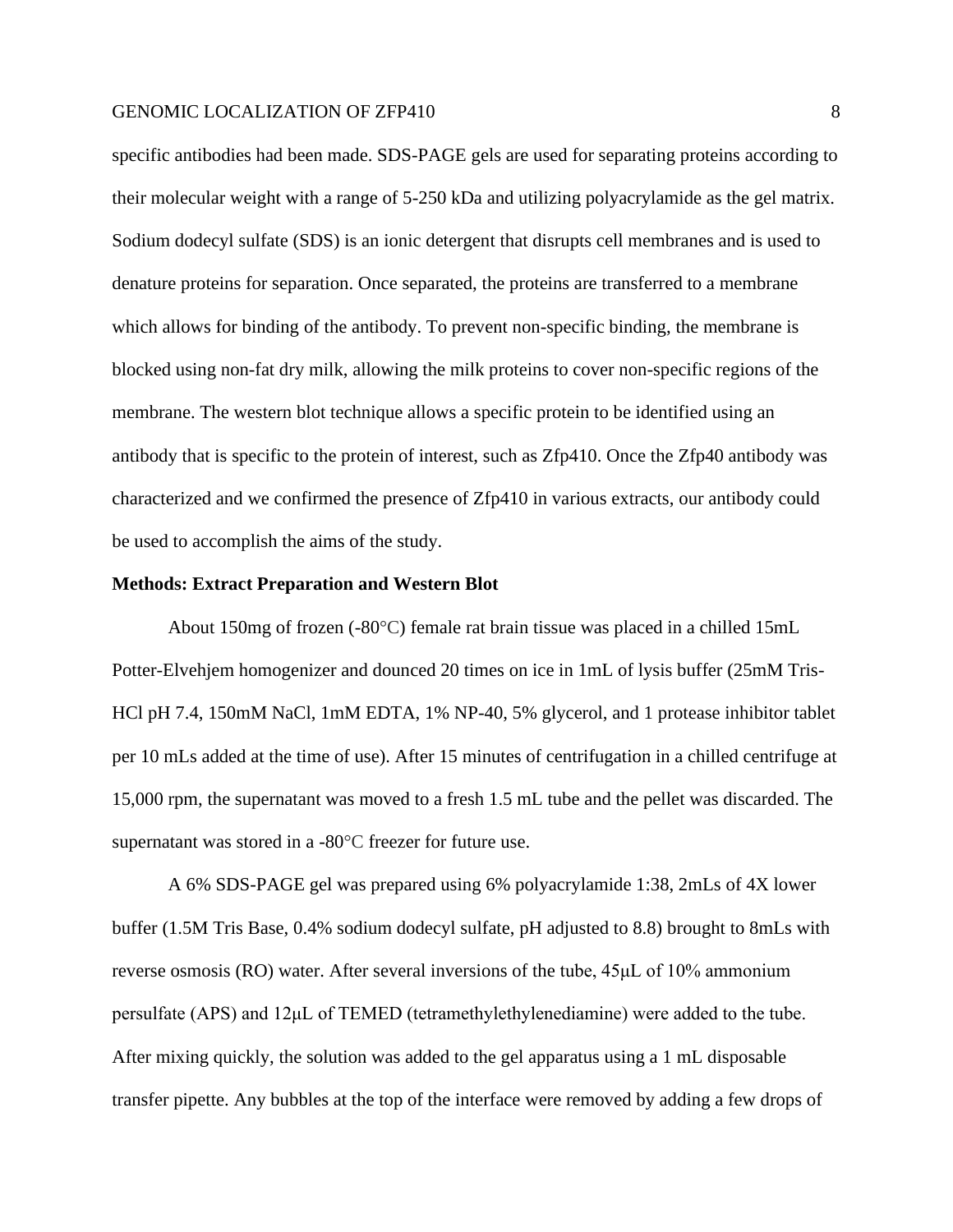specific antibodies had been made. SDS-PAGE gels are used for separating proteins according to their molecular weight with a range of 5-250 kDa and utilizing polyacrylamide as the gel matrix. Sodium dodecyl sulfate (SDS) is an ionic detergent that disrupts cell membranes and is used to denature proteins for separation. Once separated, the proteins are transferred to a membrane which allows for binding of the antibody. To prevent non-specific binding, the membrane is blocked using non-fat dry milk, allowing the milk proteins to cover non-specific regions of the membrane. The western blot technique allows a specific protein to be identified using an antibody that is specific to the protein of interest, such as Zfp410. Once the Zfp40 antibody was characterized and we confirmed the presence of Zfp410 in various extracts, our antibody could be used to accomplish the aims of the study.

**Methods: Extract Preparation and Western Blot**

About 150mg of frozen (-80°C) female rat brain tissue was placed in a chilled 15mL Potter-Elvehjem homogenizer and dounced 20 times on ice in 1mL of lysis buffer (25mM Tris-HCl pH 7.4, 150mM NaCl, 1mM EDTA, 1% NP-40, 5% glycerol, and 1 protease inhibitor tablet per 10 mLs added at the time of use). After 15 minutes of centrifugation in a chilled centrifuge at 15,000 rpm, the supernatant was moved to a fresh 1.5 mL tube and the pellet was discarded. The supernatant was stored in a -80°C freezer for future use.

A 6% SDS-PAGE gel was prepared using 6% polyacrylamide 1:38, 2mLs of 4X lower buffer (1.5M Tris Base, 0.4% sodium dodecyl sulfate, pH adjusted to 8.8) brought to 8mLs with reverse osmosis (RO) water. After several inversions of the tube, 45μL of 10% ammonium persulfate (APS) and 12μL of TEMED (tetramethylethylenediamine) were added to the tube. After mixing quickly, the solution was added to the gel apparatus using a 1 mL disposable transfer pipette. Any bubbles at the top of the interface were removed by adding a few drops of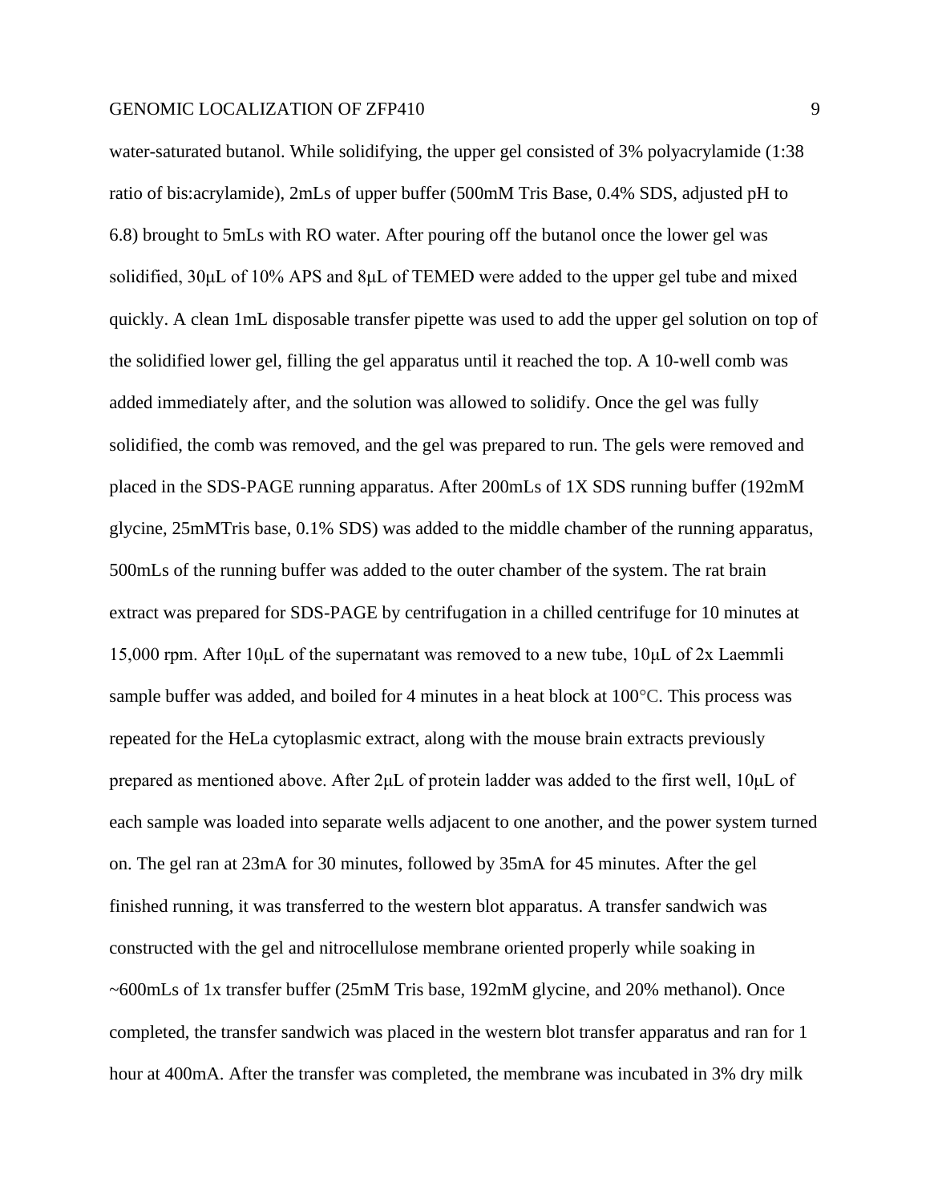water-saturated butanol. While solidifying, the upper gel consisted of 3% polyacrylamide (1:38 ratio of bis:acrylamide), 2mLs of upper buffer (500mM Tris Base, 0.4% SDS, adjusted pH to 6.8) brought to 5mLs with RO water. After pouring off the butanol once the lower gel was solidified, 30μL of 10% APS and 8μL of TEMED were added to the upper gel tube and mixed quickly. A clean 1mL disposable transfer pipette was used to add the upper gel solution on top of the solidified lower gel, filling the gel apparatus until it reached the top. A 10-well comb was added immediately after, and the solution was allowed to solidify. Once the gel was fully solidified, the comb was removed, and the gel was prepared to run. The gels were removed and placed in the SDS-PAGE running apparatus. After 200mLs of 1X SDS running buffer (192mM glycine, 25mMTris base, 0.1% SDS) was added to the middle chamber of the running apparatus, 500mLs of the running buffer was added to the outer chamber of the system. The rat brain extract was prepared for SDS-PAGE by centrifugation in a chilled centrifuge for 10 minutes at 15,000 rpm. After 10μL of the supernatant was removed to a new tube, 10μL of 2x Laemmli sample buffer was added, and boiled for 4 minutes in a heat block at 100°C. This process was repeated for the HeLa cytoplasmic extract, along with the mouse brain extracts previously prepared as mentioned above. After 2μL of protein ladder was added to the first well, 10μL of each sample was loaded into separate wells adjacent to one another, and the power system turned on. The gel ran at 23mA for 30 minutes, followed by 35mA for 45 minutes. After the gel finished running, it was transferred to the western blot apparatus. A transfer sandwich was constructed with the gel and nitrocellulose membrane oriented properly while soaking in ~600mLs of 1x transfer buffer (25mM Tris base, 192mM glycine, and 20% methanol). Once completed, the transfer sandwich was placed in the western blot transfer apparatus and ran for 1 hour at 400mA. After the transfer was completed, the membrane was incubated in 3% dry milk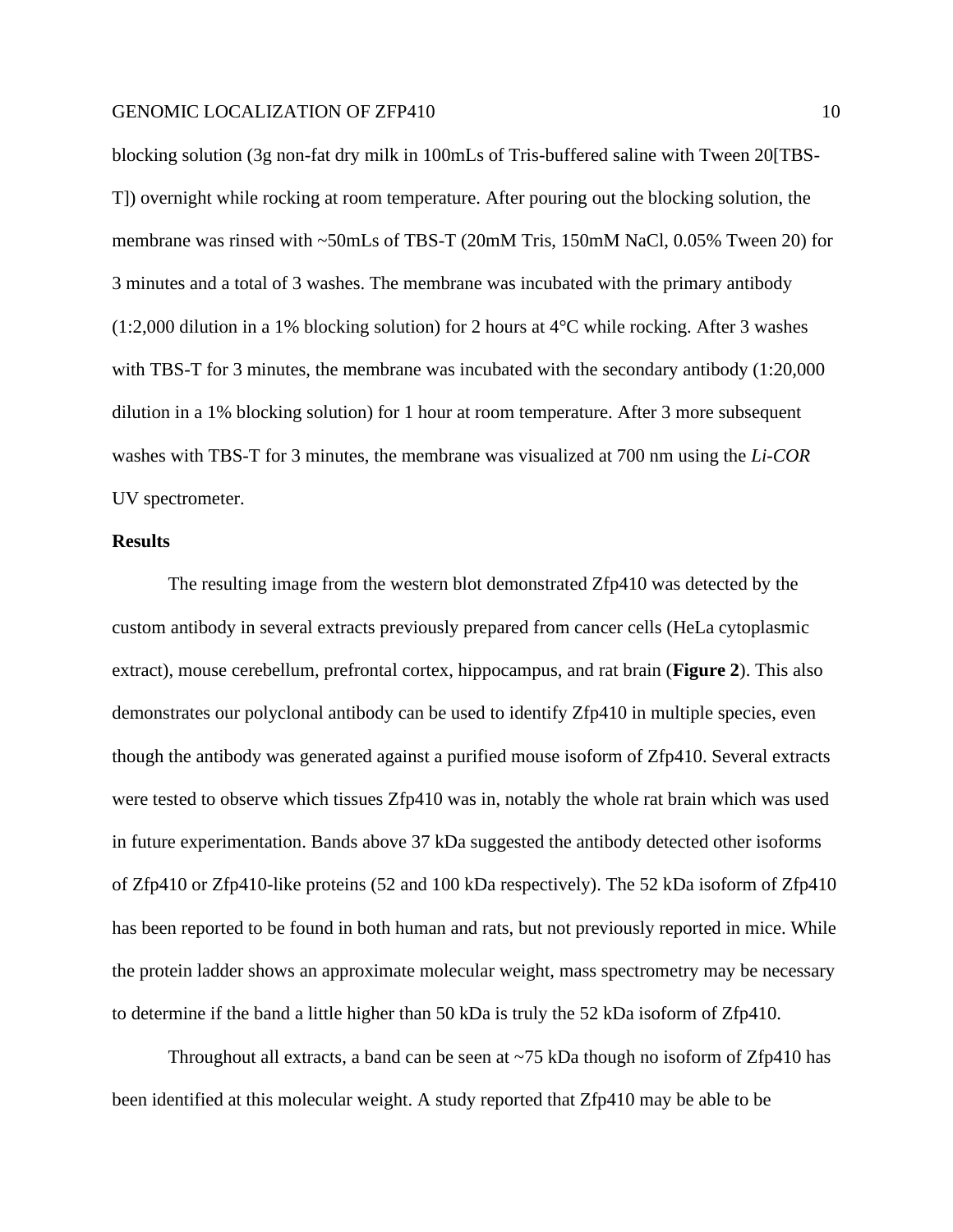blocking solution (3g non-fat dry milk in 100mLs of Tris-buffered saline with Tween 20[TBS-T]) overnight while rocking at room temperature. After pouring out the blocking solution, the membrane was rinsed with ~50mLs of TBS-T (20mM Tris, 150mM NaCl, 0.05% Tween 20) for 3 minutes and a total of 3 washes. The membrane was incubated with the primary antibody (1:2,000 dilution in a 1% blocking solution) for 2 hours at 4°C while rocking. After 3 washes with TBS-T for 3 minutes, the membrane was incubated with the secondary antibody (1:20,000 dilution in a 1% blocking solution) for 1 hour at room temperature. After 3 more subsequent washes with TBS-T for 3 minutes, the membrane was visualized at 700 nm using the *Li-COR* UV spectrometer.

**Results**

The resulting image from the western blot demonstrated Zfp410 was detected by the custom antibody in several extracts previously prepared from cancer cells (HeLa cytoplasmic extract), mouse cerebellum, prefrontal cortex, hippocampus, and rat brain (**Figure 2**). This also demonstrates our polyclonal antibody can be used to identify Zfp410 in multiple species, even though the antibody was generated against a purified mouse isoform of Zfp410. Several extracts were tested to observe which tissues Zfp410 was in, notably the whole rat brain which was used in future experimentation. Bands above 37 kDa suggested the antibody detected other isoforms of Zfp410 or Zfp410-like proteins (52 and 100 kDa respectively). The 52 kDa isoform of Zfp410 has been reported to be found in both human and rats, but not previously reported in mice. While the protein ladder shows an approximate molecular weight, mass spectrometry may be necessary to determine if the band a little higher than 50 kDa is truly the 52 kDa isoform of Zfp410.

Throughout all extracts, a band can be seen at ~75 kDa though no isoform of Zfp410 has been identified at this molecular weight. A study reported that Zfp410 may be able to be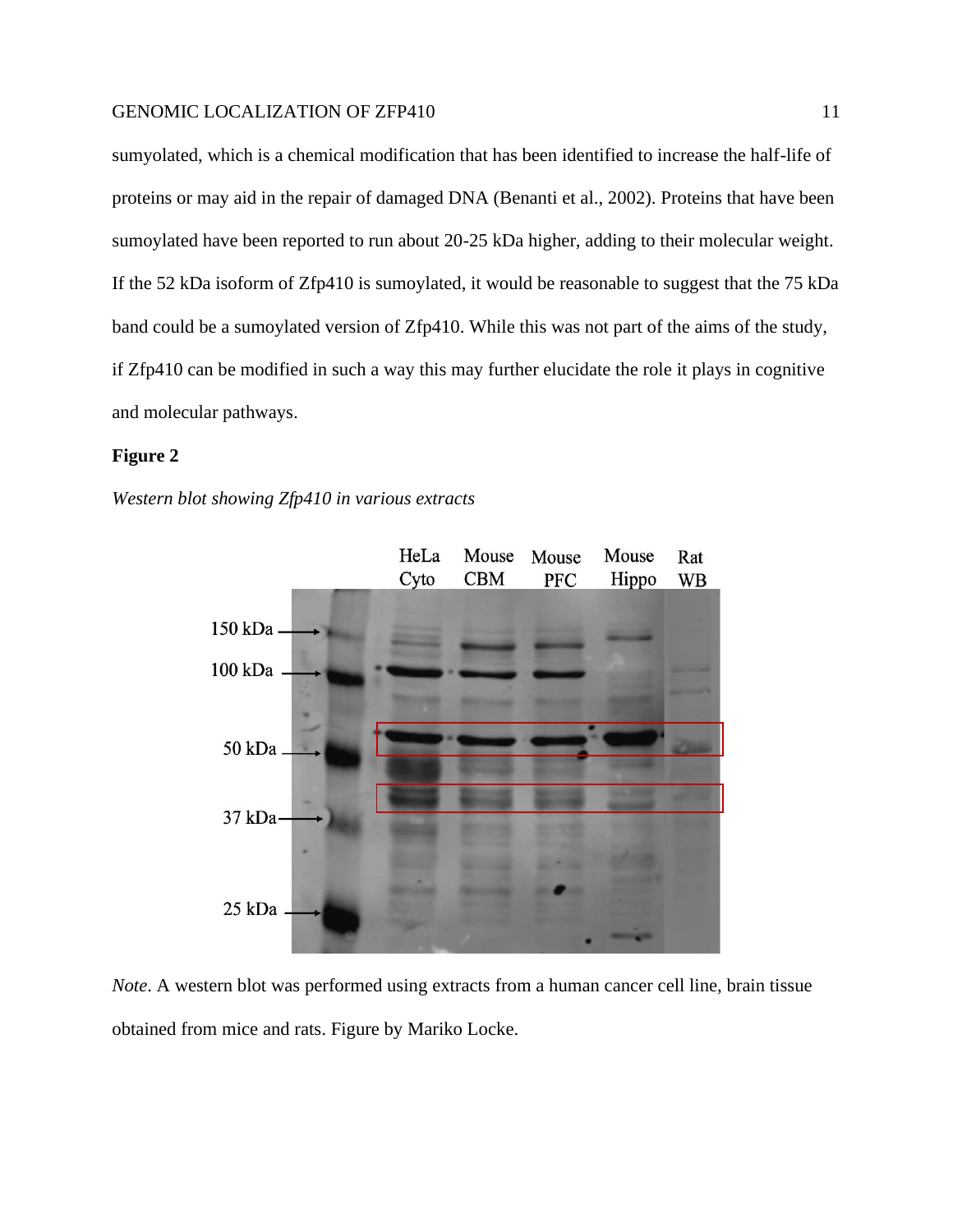sumoylated, which is a chemical modification that has been identified to increase the half-life of proteins or may aid in the repair of damaged DNA (Benanti et al., 2002). Proteins that have been sumoylated have been reported to run about 20-25 kDa higher, adding to their molecular weight. If the 52 kDa isoform of Zfp410 is sumoylated, it would be reasonable to suggest that the 75 kDa band could be a sumoylated version of Zfp410. While this was not part of the aims of the study, if Zfp410 can be modified in such a way this may further elucidate the role it plays in cognitive and molecular pathways.

**Figure 2**

*Western blot showing Zfp410 in various extracts*

*Note*. A western blot was performed using extracts from a human cancer cell line, brain tissue obtained from mice and rats. Figure by Mariko Locke.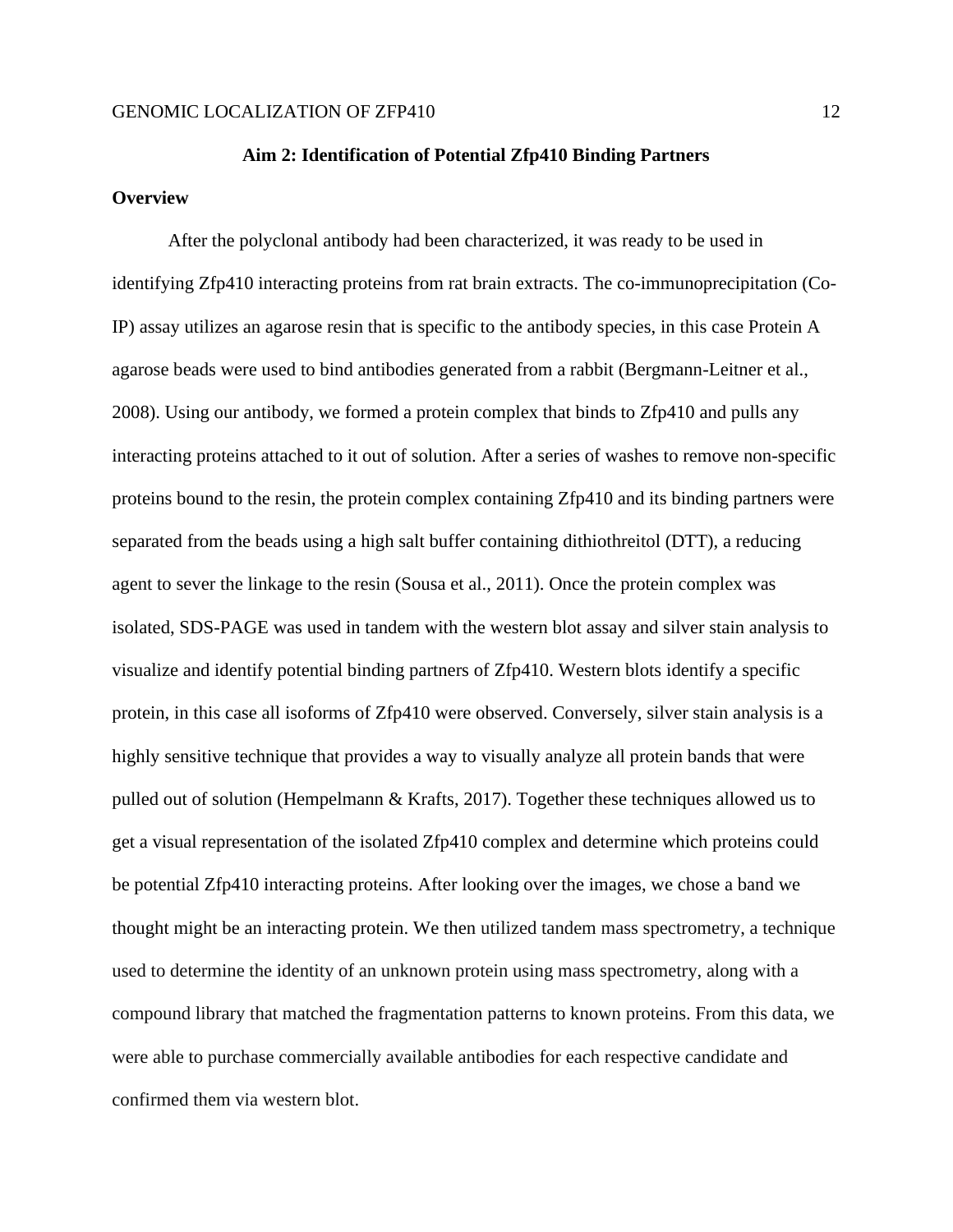## Aim 2: Identification of Potential Zfp410 Binding Partners

### Overview

After the polyclonal antibody had been characterized, it was ready to be used in identifying Zfp410 interacting proteins from rat brain extracts. The co-immunoprecipitation (Co-IP) assay utilizes an agarose resin that is specific to the antibody species, in this case Protein A agarose beads were used to bind antibodies generated from a rabbit (Bergmann-Leitner et al., 2008). Using our antibody, we formed a protein complex that binds to Zfp410 and pulls any interacting proteins attached to it out of solution. After a series of washes to remove non-specific proteins bound to the resin, the protein complex containing Zfp410 and its binding partners were separated from the beads using a high salt buffer containing dithiothreitol (DTT), a reducing agent to sever the linkage to the resin (Sousa et al., 2011). Once the protein complex was isolated, SDS-PAGE was used in tandem with the western blot assay and silver stain analysis to visualize and identify potential binding partners of Zfp410. Western blots identify a specific protein, in this case all isoforms of Zfp410 were observed. Conversely, silver stain analysis is a highly sensitive technique that provides a way to visually analyze all protein bands that were pulled out of solution (Hempelmann & Krafts, 2017). Together these techniques allowed us to get a visual representation of the isolated Zfp410 complex and determine which proteins could be potential Zfp410 interacting proteins. After looking over the images, we chose a band we thought might be an interacting protein. We then utilized tandem mass spectrometry, a technique used to determine the identity of an unknown protein using mass spectrometry, along with a compound library that matched the fragmentation patterns to known proteins. From this data, we were able to purchase commercially available antibodies for each respective candidate and confirmed them via western blot.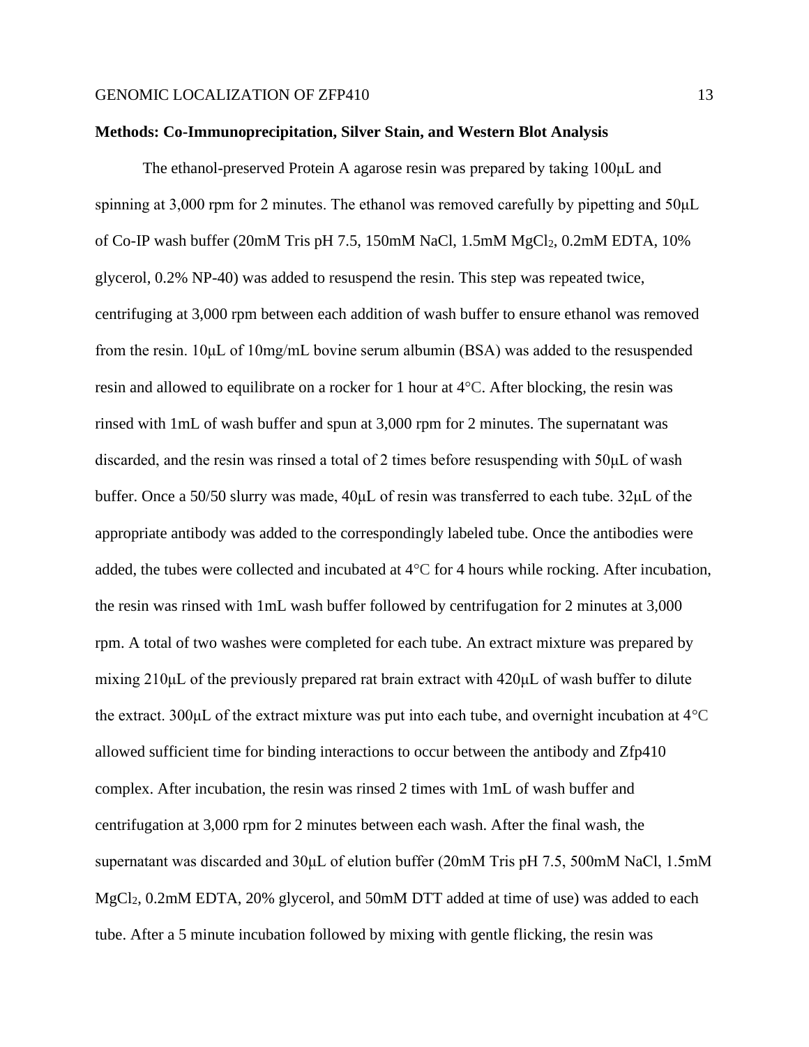**Methods: Co-Immunoprecipitation, Silver Stain, and Western Blot Analysis**

The ethanol-preserved Protein A agarose resin was prepared by taking 100μL and spinning at 3,000 rpm for 2 minutes. The ethanol was removed carefully by pipetting and 50μL of Co-IP wash buffer (20mM Tris pH 7.5, 150mM NaCl, 1.5mM $MgCl_2$, 0.2mM EDTA, 10% glycerol, 0.2% NP-40) was added to resuspend the resin. This step was repeated twice, centrifuging at 3,000 rpm between each addition of wash buffer to ensure ethanol was removed from the resin. 10μL of 10mg/mL bovine serum albumin (BSA) was added to the resuspended resin and allowed to equilibrate on a rocker for 1 hour at 4°C. After blocking, the resin was rinsed with 1mL of wash buffer and spun at 3,000 rpm for 2 minutes. The supernatant was discarded, and the resin was rinsed a total of 2 times before resuspending with 50μL of wash buffer. Once a 50/50 slurry was made, 40μL of resin was transferred to each tube. 32μL of the appropriate antibody was added to the correspondingly labeled tube. Once the antibodies were added, the tubes were collected and incubated at 4°C for 4 hours while rocking. After incubation, the resin was rinsed with 1mL wash buffer followed by centrifugation for 2 minutes at 3,000 rpm. A total of two washes were completed for each tube. An extract mixture was prepared by mixing 210μL of the previously prepared rat brain extract with 420μL of wash buffer to dilute the extract. 300μL of the extract mixture was put into each tube, and overnight incubation at 4°C allowed sufficient time for binding interactions to occur between the antibody and Zfp410 complex. After incubation, the resin was rinsed 2 times with 1mL of wash buffer and centrifugation at 3,000 rpm for 2 minutes between each wash. After the final wash, the supernatant was discarded and 30μL of elution buffer (20mM Tris pH 7.5, 500mM NaCl, 1.5mM $MgCl_2$, 0.2mM EDTA, 20% glycerol, and 50mM DTT added at time of use) was added to each tube. After a 5 minute incubation followed by mixing with gentle flicking, the resin was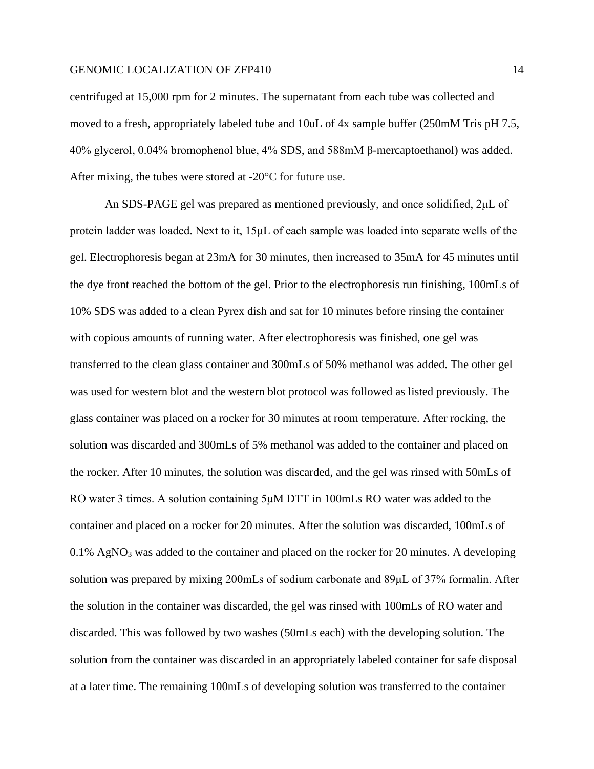centrifuged at 15,000 rpm for 2 minutes. The supernatant from each tube was collected and moved to a fresh, appropriately labeled tube and 10uL of 4x sample buffer (250mM Tris pH 7.5, 40% glycerol, 0.04% bromophenol blue, 4% SDS, and 588mM β-mercaptoethanol) was added. After mixing, the tubes were stored at -20°C for future use.

An SDS-PAGE gel was prepared as mentioned previously, and once solidified, 2μL of protein ladder was loaded. Next to it, 15μL of each sample was loaded into separate wells of the gel. Electrophoresis began at 23mA for 30 minutes, then increased to 35mA for 45 minutes until the dye front reached the bottom of the gel. Prior to the electrophoresis run finishing, 100mLs of 10% SDS was added to a clean Pyrex dish and sat for 10 minutes before rinsing the container with copious amounts of running water. After electrophoresis was finished, one gel was transferred to the clean glass container and 300mLs of 50% methanol was added. The other gel was used for western blot and the western blot protocol was followed as listed previously. The glass container was placed on a rocker for 30 minutes at room temperature. After rocking, the solution was discarded and 300mLs of 5% methanol was added to the container and placed on the rocker. After 10 minutes, the solution was discarded, and the gel was rinsed with 50mLs of RO water 3 times. A solution containing 5μM DTT in 100mLs RO water was added to the container and placed on a rocker for 20 minutes. After the solution was discarded, 100mLs of 0.1% $AgNO_3$ was added to the container and placed on the rocker for 20 minutes. A developing solution was prepared by mixing 200mLs of sodium carbonate and 89μL of 37% formalin. After the solution in the container was discarded, the gel was rinsed with 100mLs of RO water and discarded. This was followed by two washes (50mLs each) with the developing solution. The solution from the container was discarded in an appropriately labeled container for safe disposal at a later time. The remaining 100mLs of developing solution was transferred to the container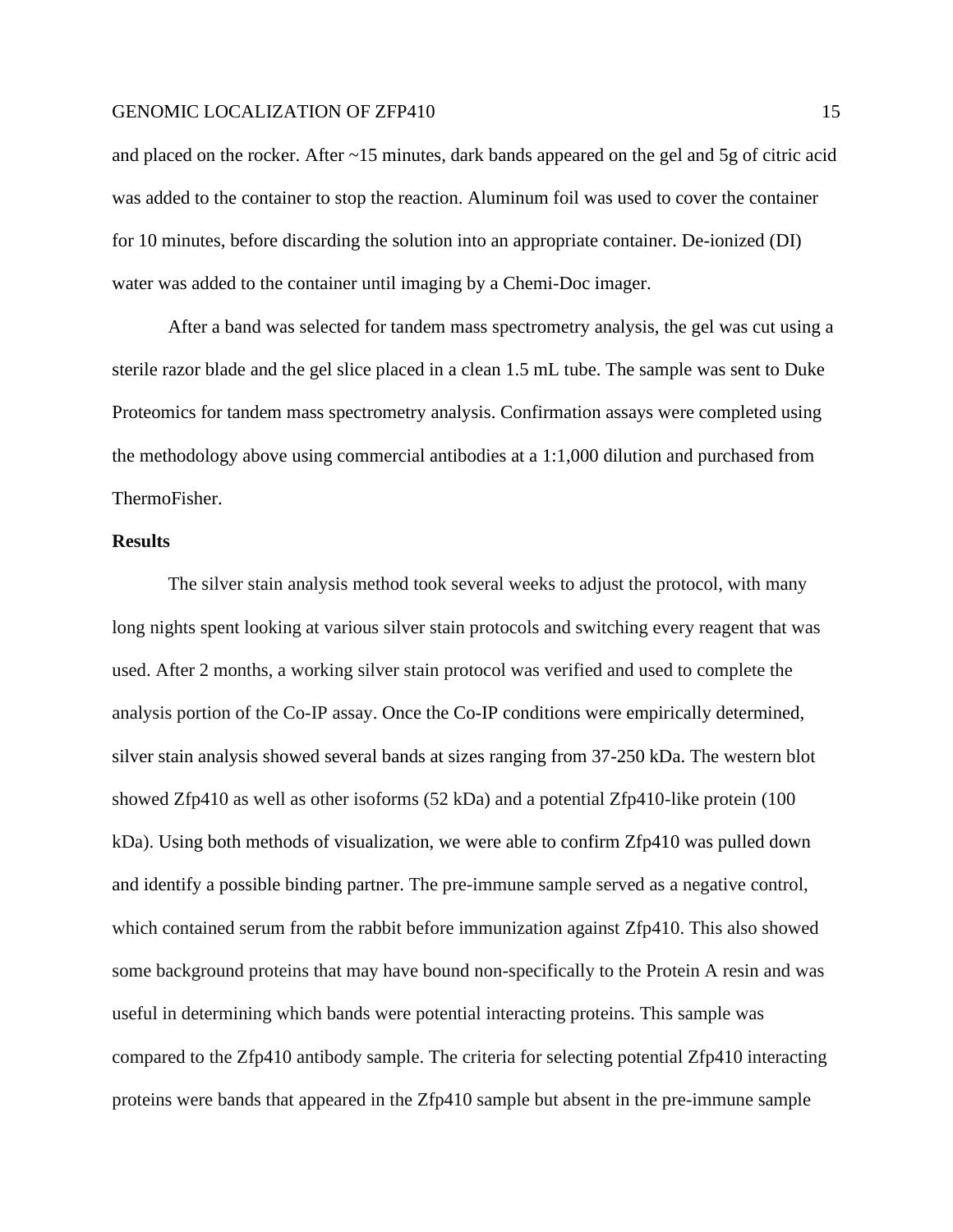and placed on the rocker. After ~15 minutes, dark bands appeared on the gel and 5g of citric acid was added to the container to stop the reaction. Aluminum foil was used to cover the container for 10 minutes, before discarding the solution into an appropriate container. De-ionized (DI) water was added to the container until imaging by a Chemi-Doc imager.

After a band was selected for tandem mass spectrometry analysis, the gel was cut using a sterile razor blade and the gel slice placed in a clean 1.5 mL tube. The sample was sent to Duke Proteomics for tandem mass spectrometry analysis. Confirmation assays were completed using the methodology above using commercial antibodies at a 1:1,000 dilution and purchased from ThermoFisher.

**Results**

The silver stain analysis method took several weeks to adjust the protocol, with many long nights spent looking at various silver stain protocols and switching every reagent that was used. After 2 months, a working silver stain protocol was verified and used to complete the analysis portion of the Co-IP assay. Once the Co-IP conditions were empirically determined, silver stain analysis showed several bands at sizes ranging from 37-250 kDa. The western blot showed Zfp410 as well as other isoforms (52 kDa) and a potential Zfp410-like protein (100 kDa). Using both methods of visualization, we were able to confirm Zfp410 was pulled down and identify a possible binding partner. The pre-immune sample served as a negative control, which contained serum from the rabbit before immunization against Zfp410. This also showed some background proteins that may have bound non-specifically to the Protein A resin and was useful in determining which bands were potential interacting proteins. This sample was compared to the Zfp410 antibody sample. The criteria for selecting potential Zfp410 interacting proteins were bands that appeared in the Zfp410 sample but absent in the pre-immune sample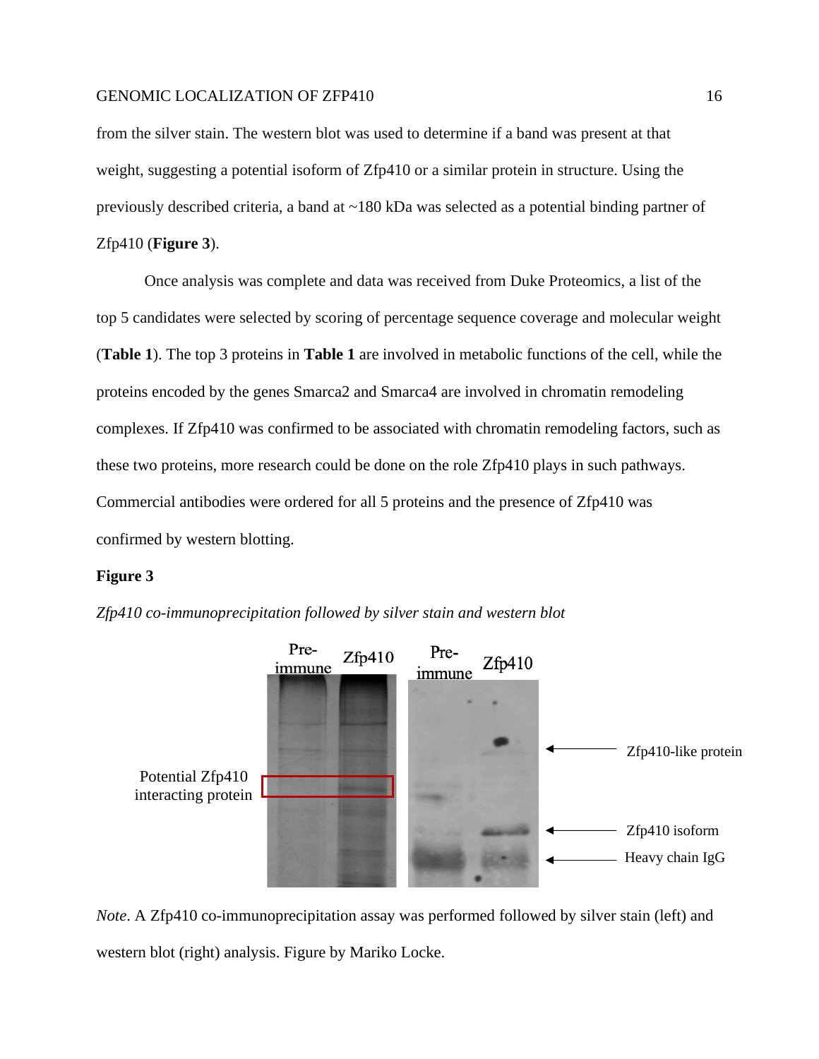from the silver stain. The western blot was used to determine if a band was present at that weight, suggesting a potential isoform of Zfp410 or a similar protein in structure. Using the previously described criteria, a band at ~180 kDa was selected as a potential binding partner of Zfp410 (**Figure 3**).

Once analysis was complete and data was received from Duke Proteomics, a list of the top 5 candidates were selected by scoring of percentage sequence coverage and molecular weight (**Table 1**). The top 3 proteins in **Table 1** are involved in metabolic functions of the cell, while the proteins encoded by the genes Smarca2 and Smarca4 are involved in chromatin remodeling complexes. If Zfp410 was confirmed to be associated with chromatin remodeling factors, such as these two proteins, more research could be done on the role Zfp410 plays in such pathways. Commercial antibodies were ordered for all 5 proteins and the presence of Zfp410 was confirmed by western blotting.

**Figure 3**

*Zfp410 co-immunoprecipitation followed by silver stain and western blot*

*Note*. A Zfp410 co-immunoprecipitation assay was performed followed by silver stain (left) and western blot (right) analysis. Figure by Mariko Locke.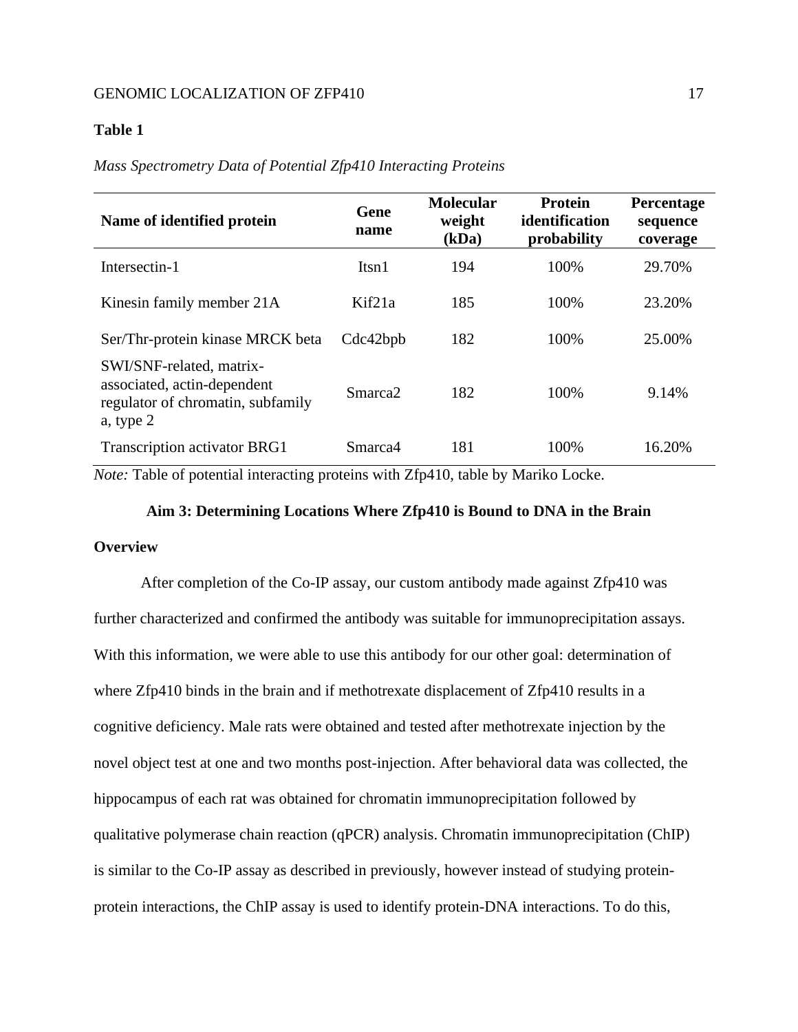**Table 1**

*Mass Spectrometry Data of Potential Zfp410 Interacting Proteins*

| Name of identified protein | Gene name | Molecular weight (kDa) | Protein identification probability | Percentage sequence coverage |
|---|---|---|---|---|
| Intersectin-1 | Itsn1 | 194 | 100% | 29.70% |
| Kinesin family member 21A | Kif21a | 185 | 100% | 23.20% |
| Ser/Thr-protein kinase MRCK beta | Cdc42bpb | 182 | 100% | 25.00% |
| SWI/SNF-related, matrix-associated, actin-dependent regulator of chromatin, subfamily a, type 2 | Smarca2 | 182 | 100% | 9.14% |
| Transcription activator BRG1 | Smarca4 | 181 | 100% | 16.20% |

*Note:* Table of potential interacting proteins with Zfp410, table by Mariko Locke.

## Aim 3: Determining Locations Where Zfp410 is Bound to DNA in the Brain

### Overview

After completion of the Co-IP assay, our custom antibody made against Zfp410 was further characterized and confirmed the antibody was suitable for immunoprecipitation assays. With this information, we were able to use this antibody for our other goal: determination of where Zfp410 binds in the brain and if methotrexate displacement of Zfp410 results in a cognitive deficiency. Male rats were obtained and tested after methotrexate injection by the novel object test at one and two months post-injection. After behavioral data was collected, the hippocampus of each rat was obtained for chromatin immunoprecipitation followed by qualitative polymerase chain reaction (qPCR) analysis. Chromatin immunoprecipitation (ChIP) is similar to the Co-IP assay as described in previously, however instead of studying protein-protein interactions, the ChIP assay is used to identify protein-DNA interactions. To do this,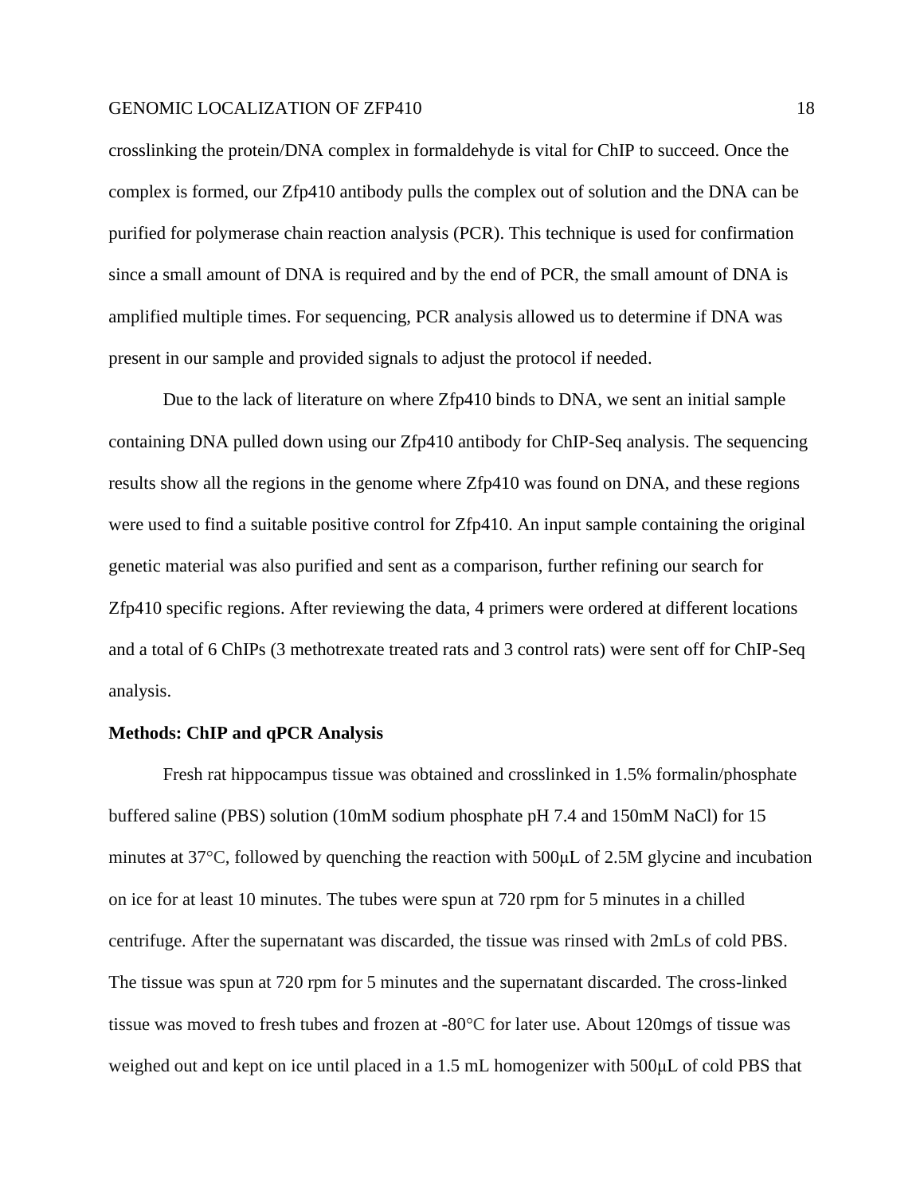crosslinking the protein/DNA complex in formaldehyde is vital for ChIP to succeed. Once the complex is formed, our Zfp410 antibody pulls the complex out of solution and the DNA can be purified for polymerase chain reaction analysis (PCR). This technique is used for confirmation since a small amount of DNA is required and by the end of PCR, the small amount of DNA is amplified multiple times. For sequencing, PCR analysis allowed us to determine if DNA was present in our sample and provided signals to adjust the protocol if needed.

Due to the lack of literature on where Zfp410 binds to DNA, we sent an initial sample containing DNA pulled down using our Zfp410 antibody for ChIP-Seq analysis. The sequencing results show all the regions in the genome where Zfp410 was found on DNA, and these regions were used to find a suitable positive control for Zfp410. An input sample containing the original genetic material was also purified and sent as a comparison, further refining our search for Zfp410 specific regions. After reviewing the data, 4 primers were ordered at different locations and a total of 6 ChIPs (3 methotrexate treated rats and 3 control rats) were sent off for ChIP-Seq analysis.

**Methods: ChIP and qPCR Analysis**

Fresh rat hippocampus tissue was obtained and crosslinked in 1.5% formalin/phosphate buffered saline (PBS) solution (10mM sodium phosphate pH 7.4 and 150mM NaCl) for 15 minutes at 37°C, followed by quenching the reaction with 500μL of 2.5M glycine and incubation on ice for at least 10 minutes. The tubes were spun at 720 rpm for 5 minutes in a chilled centrifuge. After the supernatant was discarded, the tissue was rinsed with 2mLs of cold PBS. The tissue was spun at 720 rpm for 5 minutes and the supernatant discarded. The cross-linked tissue was moved to fresh tubes and frozen at -80°C for later use. About 120mgs of tissue was weighed out and kept on ice until placed in a 1.5 mL homogenizer with 500μL of cold PBS that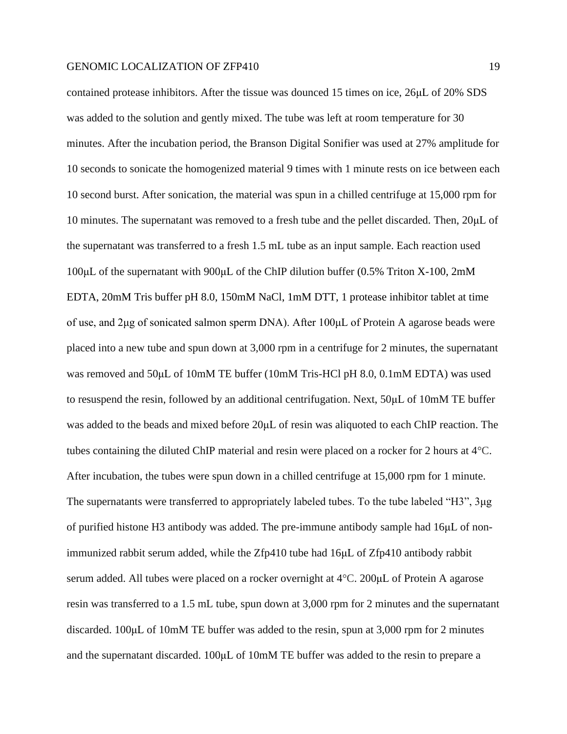contained protease inhibitors. After the tissue was dounced 15 times on ice, 26μL of 20% SDS was added to the solution and gently mixed. The tube was left at room temperature for 30 minutes. After the incubation period, the Branson Digital Sonifier was used at 27% amplitude for 10 seconds to sonicate the homogenized material 9 times with 1 minute rests on ice between each 10 second burst. After sonication, the material was spun in a chilled centrifuge at 15,000 rpm for 10 minutes. The supernatant was removed to a fresh tube and the pellet discarded. Then, 20μL of the supernatant was transferred to a fresh 1.5 mL tube as an input sample. Each reaction used 100μL of the supernatant with 900μL of the ChIP dilution buffer (0.5% Triton X-100, 2mM EDTA, 20mM Tris buffer pH 8.0, 150mM NaCl, 1mM DTT, 1 protease inhibitor tablet at time of use, and 2μg of sonicated salmon sperm DNA). After 100μL of Protein A agarose beads were placed into a new tube and spun down at 3,000 rpm in a centrifuge for 2 minutes, the supernatant was removed and 50μL of 10mM TE buffer (10mM Tris-HCl pH 8.0, 0.1mM EDTA) was used to resuspend the resin, followed by an additional centrifugation. Next, 50μL of 10mM TE buffer was added to the beads and mixed before 20μL of resin was aliquoted to each ChIP reaction. The tubes containing the diluted ChIP material and resin were placed on a rocker for 2 hours at 4°C. After incubation, the tubes were spun down in a chilled centrifuge at 15,000 rpm for 1 minute. The supernatants were transferred to appropriately labeled tubes. To the tube labeled "H3", 3μg of purified histone H3 antibody was added. The pre-immune antibody sample had 16μL of non-immunized rabbit serum added, while the Zfp410 tube had 16μL of Zfp410 antibody rabbit serum added. All tubes were placed on a rocker overnight at 4°C. 200μL of Protein A agarose resin was transferred to a 1.5 mL tube, spun down at 3,000 rpm for 2 minutes and the supernatant discarded. 100μL of 10mM TE buffer was added to the resin, spun at 3,000 rpm for 2 minutes and the supernatant discarded. 100μL of 10mM TE buffer was added to the resin to prepare a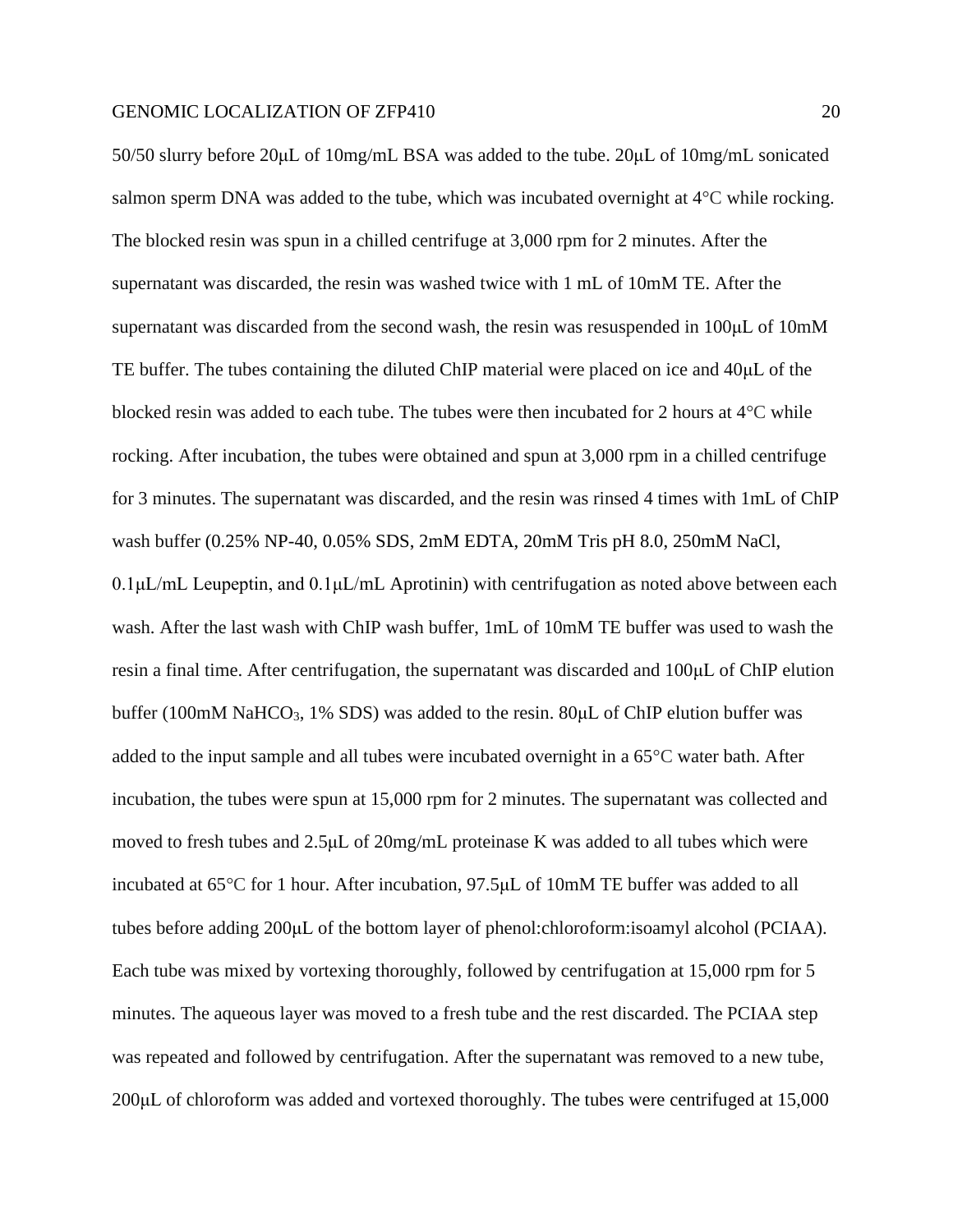50/50 slurry before 20μL of 10mg/mL BSA was added to the tube. 20μL of 10mg/mL sonicated salmon sperm DNA was added to the tube, which was incubated overnight at 4°C while rocking. The blocked resin was spun in a chilled centrifuge at 3,000 rpm for 2 minutes. After the supernatant was discarded, the resin was washed twice with 1 mL of 10mM TE. After the supernatant was discarded from the second wash, the resin was resuspended in 100μL of 10mM TE buffer. The tubes containing the diluted ChIP material were placed on ice and 40μL of the blocked resin was added to each tube. The tubes were then incubated for 2 hours at 4°C while rocking. After incubation, the tubes were obtained and spun at 3,000 rpm in a chilled centrifuge for 3 minutes. The supernatant was discarded, and the resin was rinsed 4 times with 1mL of ChIP wash buffer (0.25% NP-40, 0.05% SDS, 2mM EDTA, 20mM Tris pH 8.0, 250mM NaCl, 0.1μL/mL Leupeptin, and 0.1μL/mL Aprotinin) with centrifugation as noted above between each wash. After the last wash with ChIP wash buffer, 1mL of 10mM TE buffer was used to wash the resin a final time. After centrifugation, the supernatant was discarded and 100μL of ChIP elution buffer (100mM $NaHCO_3$, 1% SDS) was added to the resin. 80μL of ChIP elution buffer was added to the input sample and all tubes were incubated overnight in a 65°C water bath. After incubation, the tubes were spun at 15,000 rpm for 2 minutes. The supernatant was collected and moved to fresh tubes and 2.5μL of 20mg/mL proteinase K was added to all tubes which were incubated at 65°C for 1 hour. After incubation, 97.5μL of 10mM TE buffer was added to all tubes before adding 200μL of the bottom layer of phenol:chloroform:isoamyl alcohol (PCIAA). Each tube was mixed by vortexing thoroughly, followed by centrifugation at 15,000 rpm for 5 minutes. The aqueous layer was moved to a fresh tube and the rest discarded. The PCIAA step was repeated and followed by centrifugation. After the supernatant was removed to a new tube, 200μL of chloroform was added and vortexed thoroughly. The tubes were centrifuged at 15,000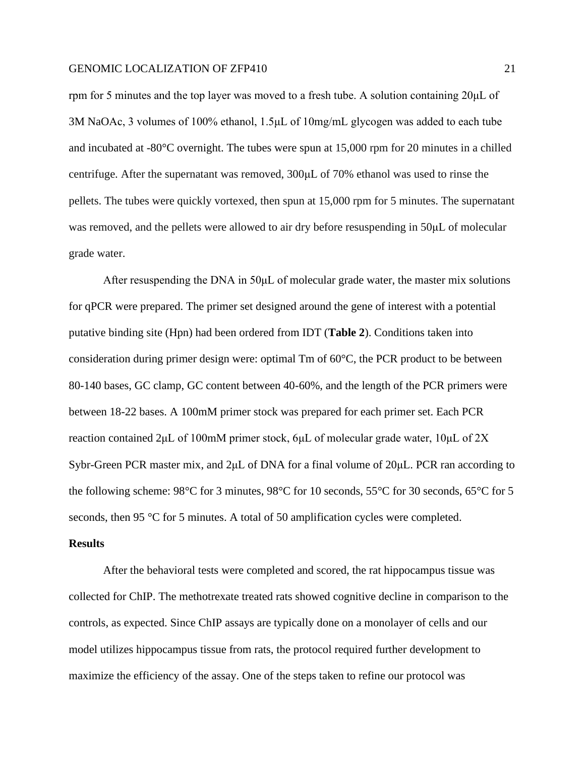rpm for 5 minutes and the top layer was moved to a fresh tube. A solution containing 20μL of 3M NaOAc, 3 volumes of 100% ethanol, 1.5μL of 10mg/mL glycogen was added to each tube and incubated at -80°C overnight. The tubes were spun at 15,000 rpm for 20 minutes in a chilled centrifuge. After the supernatant was removed, 300μL of 70% ethanol was used to rinse the pellets. The tubes were quickly vortexed, then spun at 15,000 rpm for 5 minutes. The supernatant was removed, and the pellets were allowed to air dry before resuspending in 50μL of molecular grade water.

After resuspending the DNA in 50μL of molecular grade water, the master mix solutions for qPCR were prepared. The primer set designed around the gene of interest with a potential putative binding site (Hpn) had been ordered from IDT (**Table 2**). Conditions taken into consideration during primer design were: optimal Tm of 60°C, the PCR product to be between 80-140 bases, GC clamp, GC content between 40-60%, and the length of the PCR primers were between 18-22 bases. A 100mM primer stock was prepared for each primer set. Each PCR reaction contained 2μL of 100mM primer stock, 6μL of molecular grade water, 10μL of 2X Sybr-Green PCR master mix, and 2μL of DNA for a final volume of 20μL. PCR ran according to the following scheme: 98°C for 3 minutes, 98°C for 10 seconds, 55°C for 30 seconds, 65°C for 5 seconds, then 95 °C for 5 minutes. A total of 50 amplification cycles were completed.

## Results

After the behavioral tests were completed and scored, the rat hippocampus tissue was collected for ChIP. The methotrexate treated rats showed cognitive decline in comparison to the controls, as expected. Since ChIP assays are typically done on a monolayer of cells and our model utilizes hippocampus tissue from rats, the protocol required further development to maximize the efficiency of the assay. One of the steps taken to refine our protocol was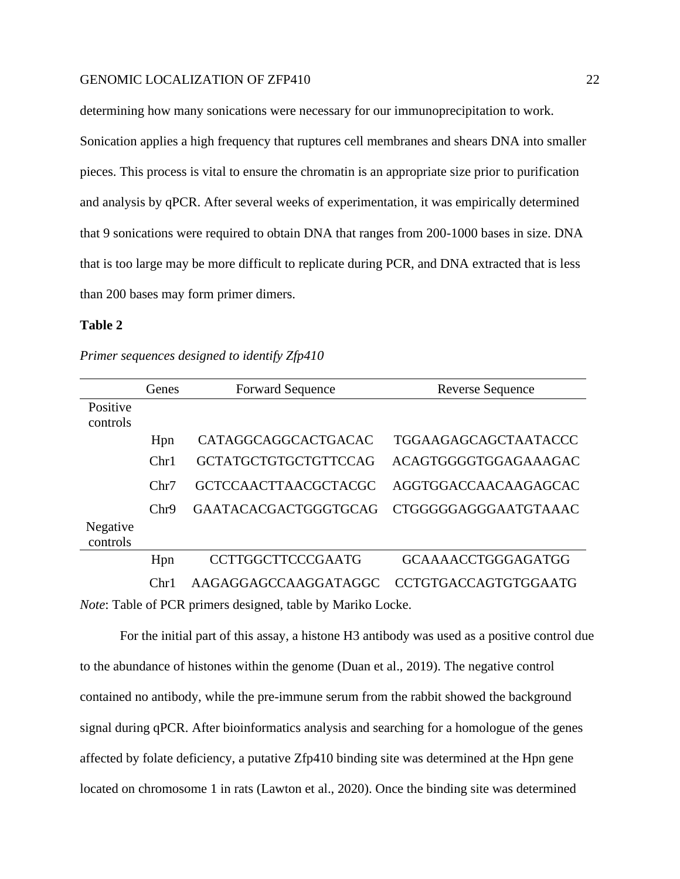determining how many sonications were necessary for our immunoprecipitation to work. Sonication applies a high frequency that ruptures cell membranes and shears DNA into smaller pieces. This process is vital to ensure the chromatin is an appropriate size prior to purification and analysis by qPCR. After several weeks of experimentation, it was empirically determined that 9 sonications were required to obtain DNA that ranges from 200-1000 bases in size. DNA that is too large may be more difficult to replicate during PCR, and DNA extracted that is less than 200 bases may form primer dimers.

**Table 2**

*Primer sequences designed to identify Zfp410*

| | Genes | Forward Sequence | Reverse Sequence |
|---|---|---|---|
| Positive controls | | | |
| | Hpn | CATAGGCAGGCACTGACAC | TGGAAGAGCAGCTAATACCC |
| | Chr1 | GCTATGCTGTGCTGTTCCAG | ACAGTGGGGTGGAGAAAGAC |
| | Chr7 | GCTCCAACTTAACGCTACGC | AGGTGGACCAACAAGAGCAC |
| | Chr9 | GAATACACGACTGGGTGCAG | CTGGGGGAGGGAATGTAAAC |
| Negative controls | | | |
| | Hpn | CCTTGGCTTCCCGAATG | GCAAAACCTGGGAGATGG |
| | Chr1 | AAGAGGAGCCAAGGATAGGC | CCTGTGACCAGTGTGGAATG |

*Note*: Table of PCR primers designed, table by Mariko Locke.

For the initial part of this assay, a histone H3 antibody was used as a positive control due to the abundance of histones within the genome (Duan et al., 2019). The negative control contained no antibody, while the pre-immune serum from the rabbit showed the background signal during qPCR. After bioinformatics analysis and searching for a homologue of the genes affected by folate deficiency, a putative Zfp410 binding site was determined at the Hpn gene located on chromosome 1 in rats (Lawton et al., 2020). Once the binding site was determined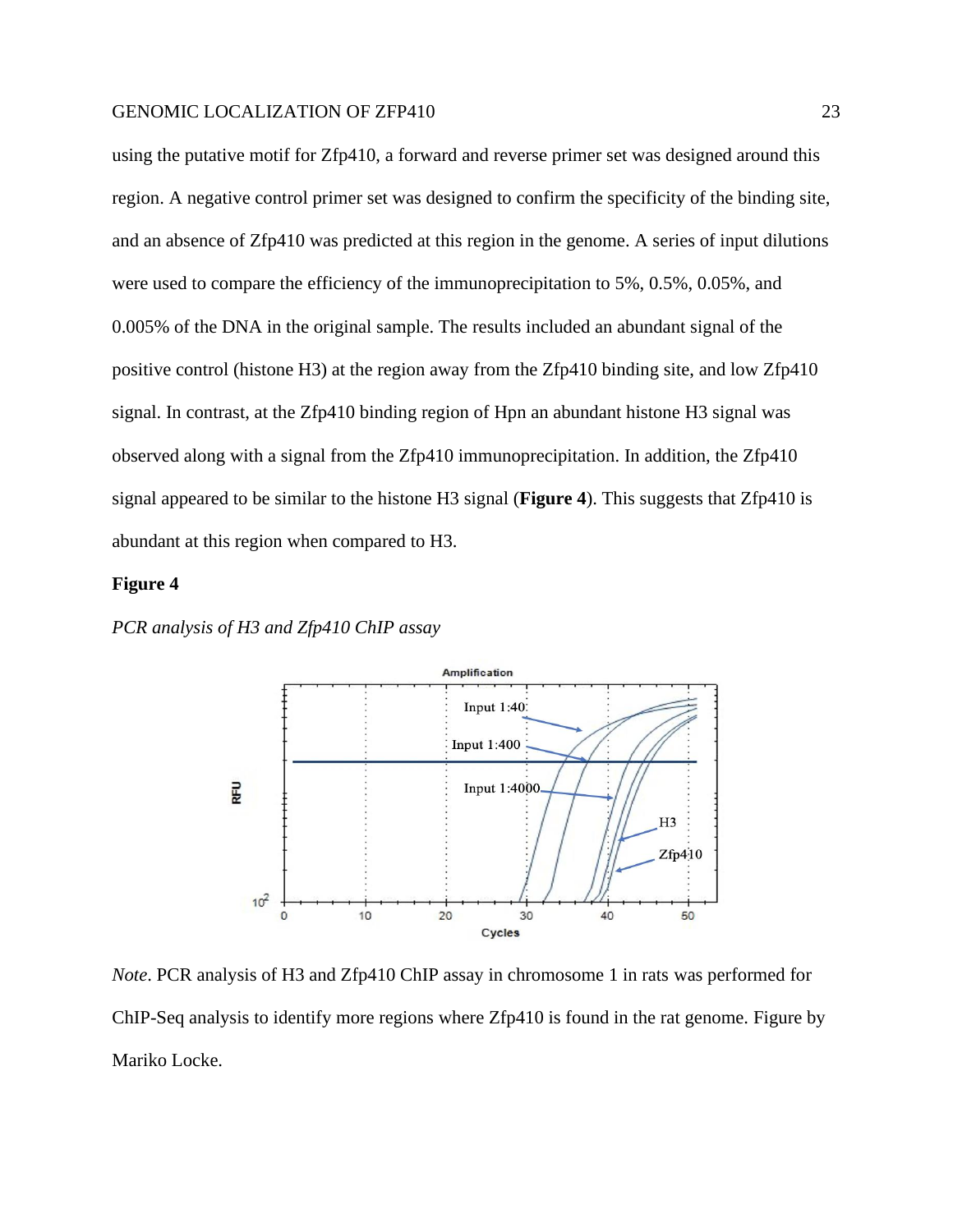using the putative motif for Zfp410, a forward and reverse primer set was designed around this region. A negative control primer set was designed to confirm the specificity of the binding site, and an absence of Zfp410 was predicted at this region in the genome. A series of input dilutions were used to compare the efficiency of the immunoprecipitation to 5%, 0.5%, 0.05%, and 0.005% of the DNA in the original sample. The results included an abundant signal of the positive control (histone H3) at the region away from the Zfp410 binding site, and low Zfp410 signal. In contrast, at the Zfp410 binding region of Hpn an abundant histone H3 signal was observed along with a signal from the Zfp410 immunoprecipitation. In addition, the Zfp410 signal appeared to be similar to the histone H3 signal (**Figure 4**). This suggests that Zfp410 is abundant at this region when compared to H3.

**Figure 4**

*PCR analysis of H3 and Zfp410 ChIP assay*

*Note*. PCR analysis of H3 and Zfp410 ChIP assay in chromosome 1 in rats was performed for ChIP-Seq analysis to identify more regions where Zfp410 is found in the rat genome. Figure by Mariko Locke.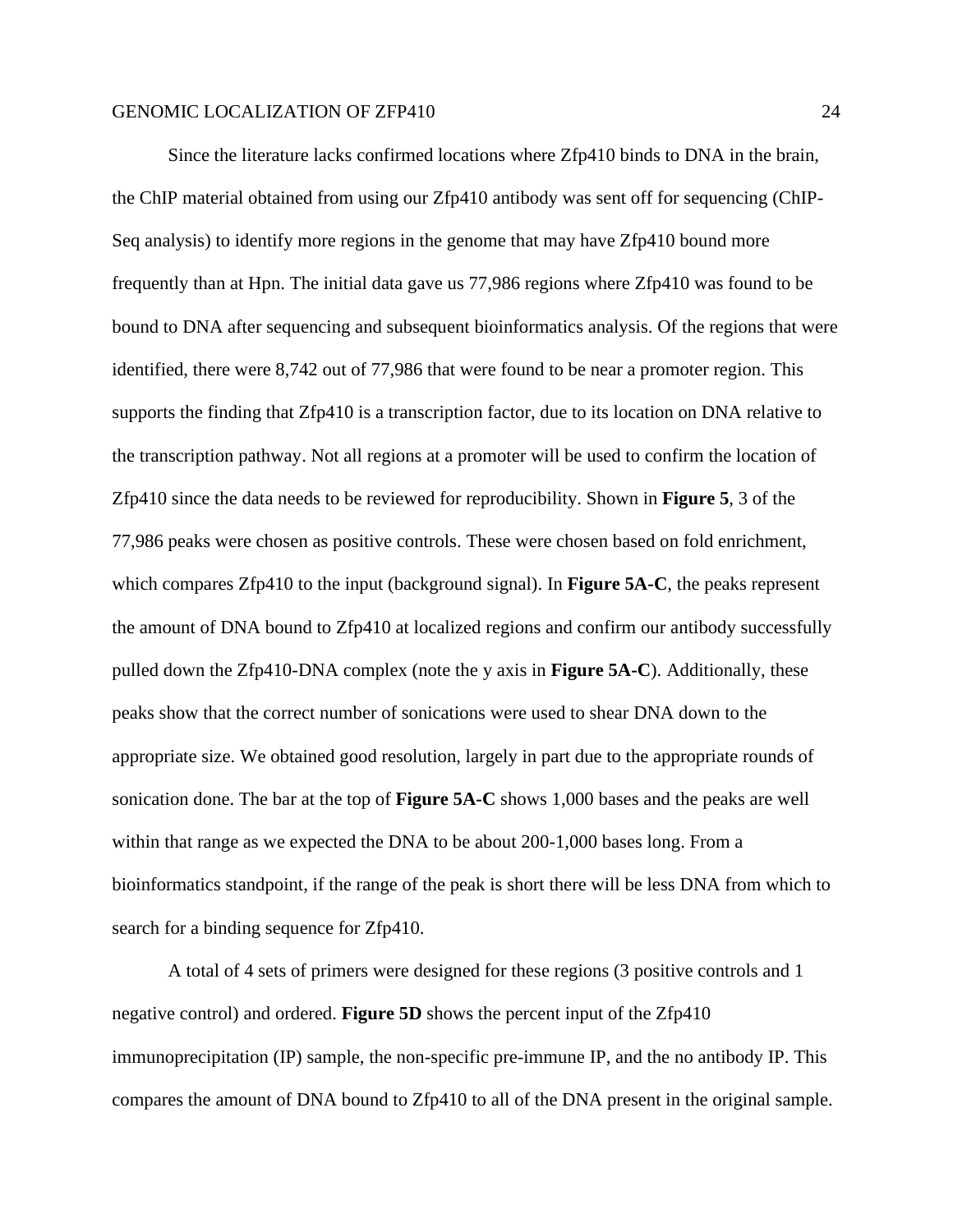Since the literature lacks confirmed locations where Zfp410 binds to DNA in the brain, the ChIP material obtained from using our Zfp410 antibody was sent off for sequencing (ChIP-Seq analysis) to identify more regions in the genome that may have Zfp410 bound more frequently than at Hpn. The initial data gave us 77,986 regions where Zfp410 was found to be bound to DNA after sequencing and subsequent bioinformatics analysis. Of the regions that were identified, there were 8,742 out of 77,986 that were found to be near a promoter region. This supports the finding that Zfp410 is a transcription factor, due to its location on DNA relative to the transcription pathway. Not all regions at a promoter will be used to confirm the location of Zfp410 since the data needs to be reviewed for reproducibility. Shown in **Figure 5**, 3 of the 77,986 peaks were chosen as positive controls. These were chosen based on fold enrichment, which compares Zfp410 to the input (background signal). In **Figure 5A-C**, the peaks represent the amount of DNA bound to Zfp410 at localized regions and confirm our antibody successfully pulled down the Zfp410-DNA complex (note the y axis in **Figure 5A-C**). Additionally, these peaks show that the correct number of sonications were used to shear DNA down to the appropriate size. We obtained good resolution, largely in part due to the appropriate rounds of sonication done. The bar at the top of **Figure 5A-C** shows 1,000 bases and the peaks are well within that range as we expected the DNA to be about 200-1,000 bases long. From a bioinformatics standpoint, if the range of the peak is short there will be less DNA from which to search for a binding sequence for Zfp410.

A total of 4 sets of primers were designed for these regions (3 positive controls and 1 negative control) and ordered. **Figure 5D** shows the percent input of the Zfp410 immunoprecipitation (IP) sample, the non-specific pre-immune IP, and the no antibody IP. This compares the amount of DNA bound to Zfp410 to all of the DNA present in the original sample.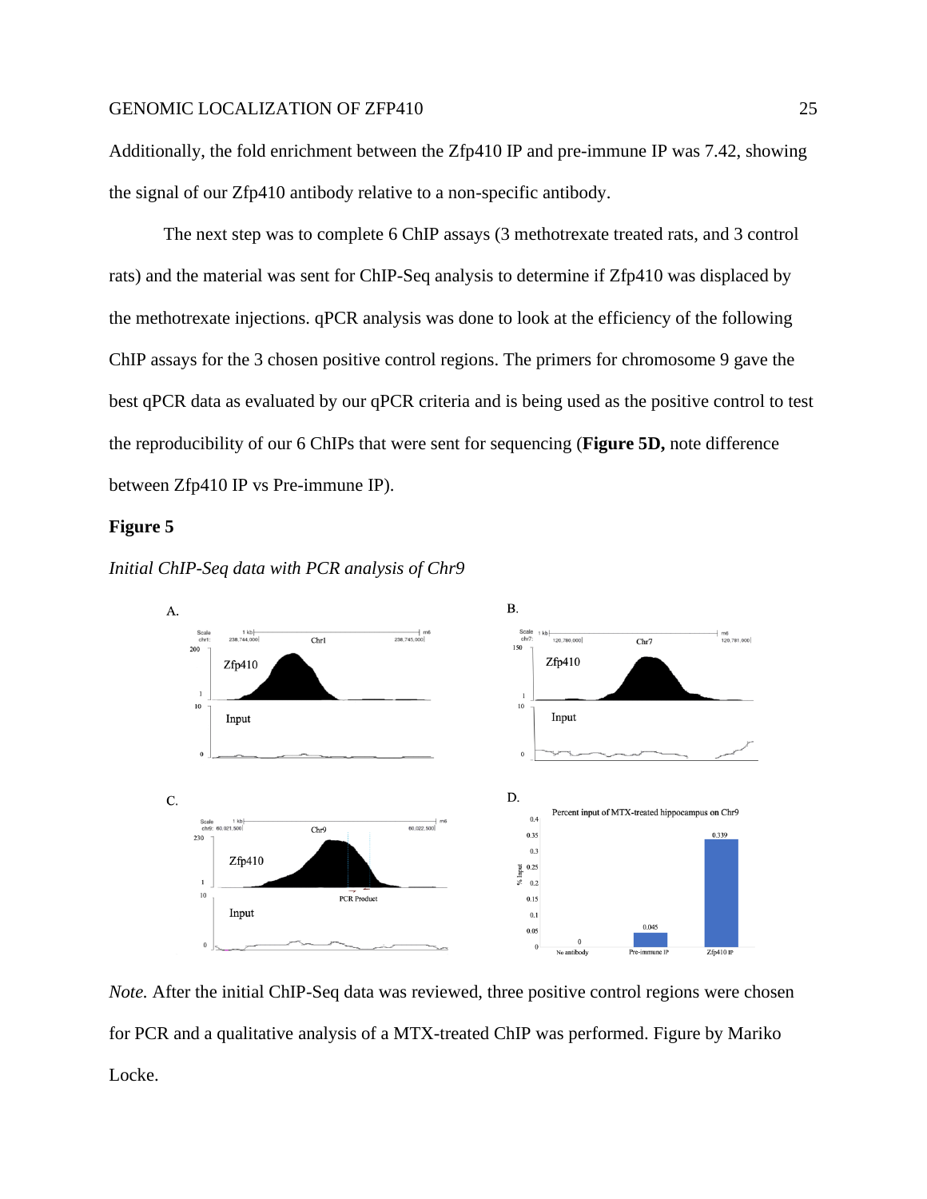Additionally, the fold enrichment between the Zfp410 IP and pre-immune IP was 7.42, showing the signal of our Zfp410 antibody relative to a non-specific antibody.

The next step was to complete 6 ChIP assays (3 methotrexate treated rats, and 3 control rats) and the material was sent for ChIP-Seq analysis to determine if Zfp410 was displaced by the methotrexate injections. qPCR analysis was done to look at the efficiency of the following ChIP assays for the 3 chosen positive control regions. The primers for chromosome 9 gave the best qPCR data as evaluated by our qPCR criteria and is being used as the positive control to test the reproducibility of our 6 ChIPs that were sent for sequencing (**Figure 5D,** note difference between Zfp410 IP vs Pre-immune IP).

**Figure 5**

*Initial ChIP-Seq data with PCR analysis of Chr9*

*Note.* After the initial ChIP-Seq data was reviewed, three positive control regions were chosen for PCR and a qualitative analysis of a MTX-treated ChIP was performed. Figure by Mariko Locke.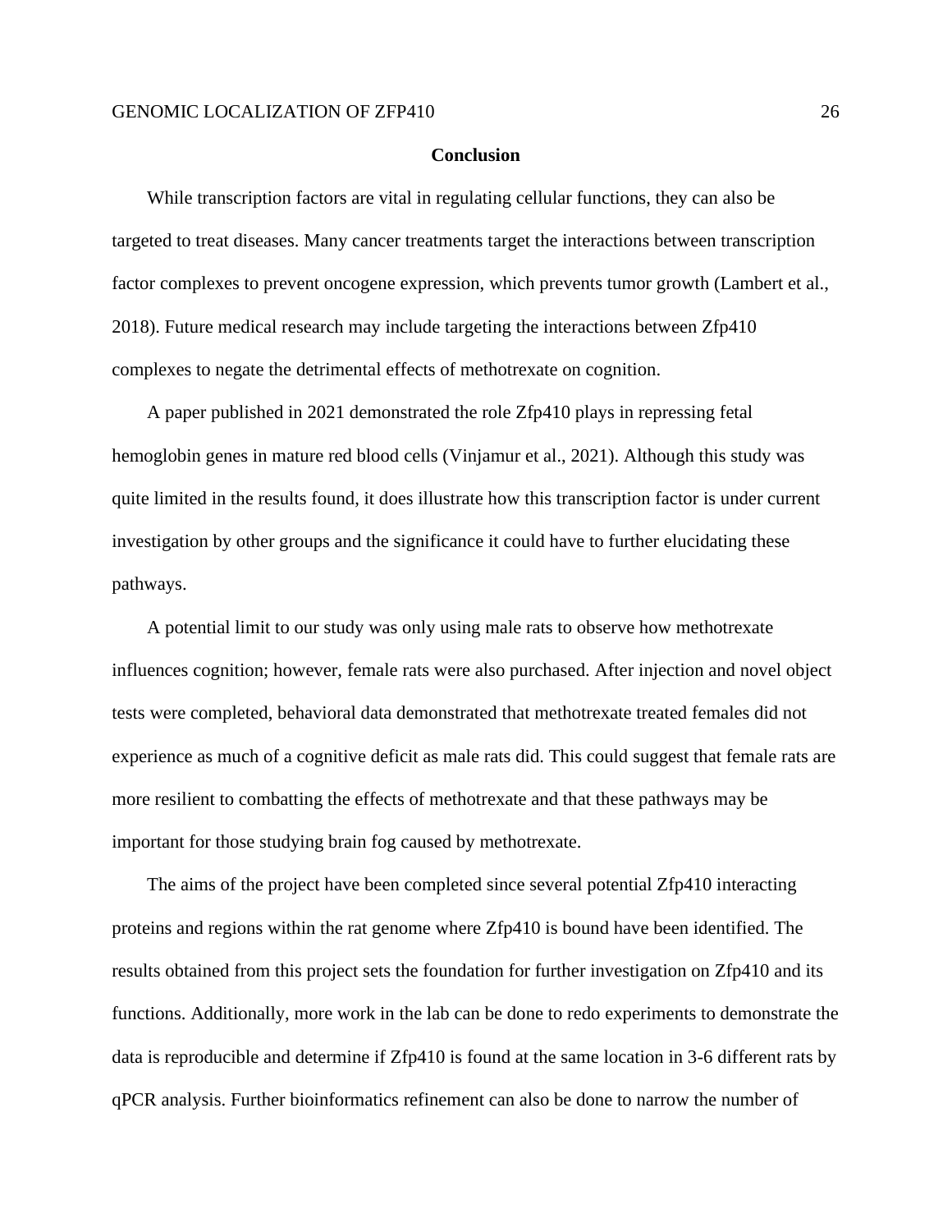## Conclusion

While transcription factors are vital in regulating cellular functions, they can also be targeted to treat diseases. Many cancer treatments target the interactions between transcription factor complexes to prevent oncogene expression, which prevents tumor growth (Lambert et al., 2018). Future medical research may include targeting the interactions between Zfp410 complexes to negate the detrimental effects of methotrexate on cognition.

A paper published in 2021 demonstrated the role Zfp410 plays in repressing fetal hemoglobin genes in mature red blood cells (Vinjamur et al., 2021). Although this study was quite limited in the results found, it does illustrate how this transcription factor is under current investigation by other groups and the significance it could have to further elucidating these pathways.

A potential limit to our study was only using male rats to observe how methotrexate influences cognition; however, female rats were also purchased. After injection and novel object tests were completed, behavioral data demonstrated that methotrexate treated females did not experience as much of a cognitive deficit as male rats did. This could suggest that female rats are more resilient to combatting the effects of methotrexate and that these pathways may be important for those studying brain fog caused by methotrexate.

The aims of the project have been completed since several potential Zfp410 interacting proteins and regions within the rat genome where Zfp410 is bound have been identified. The results obtained from this project sets the foundation for further investigation on Zfp410 and its functions. Additionally, more work in the lab can be done to redo experiments to demonstrate the data is reproducible and determine if Zfp410 is found at the same location in 3-6 different rats by qPCR analysis. Further bioinformatics refinement can also be done to narrow the number of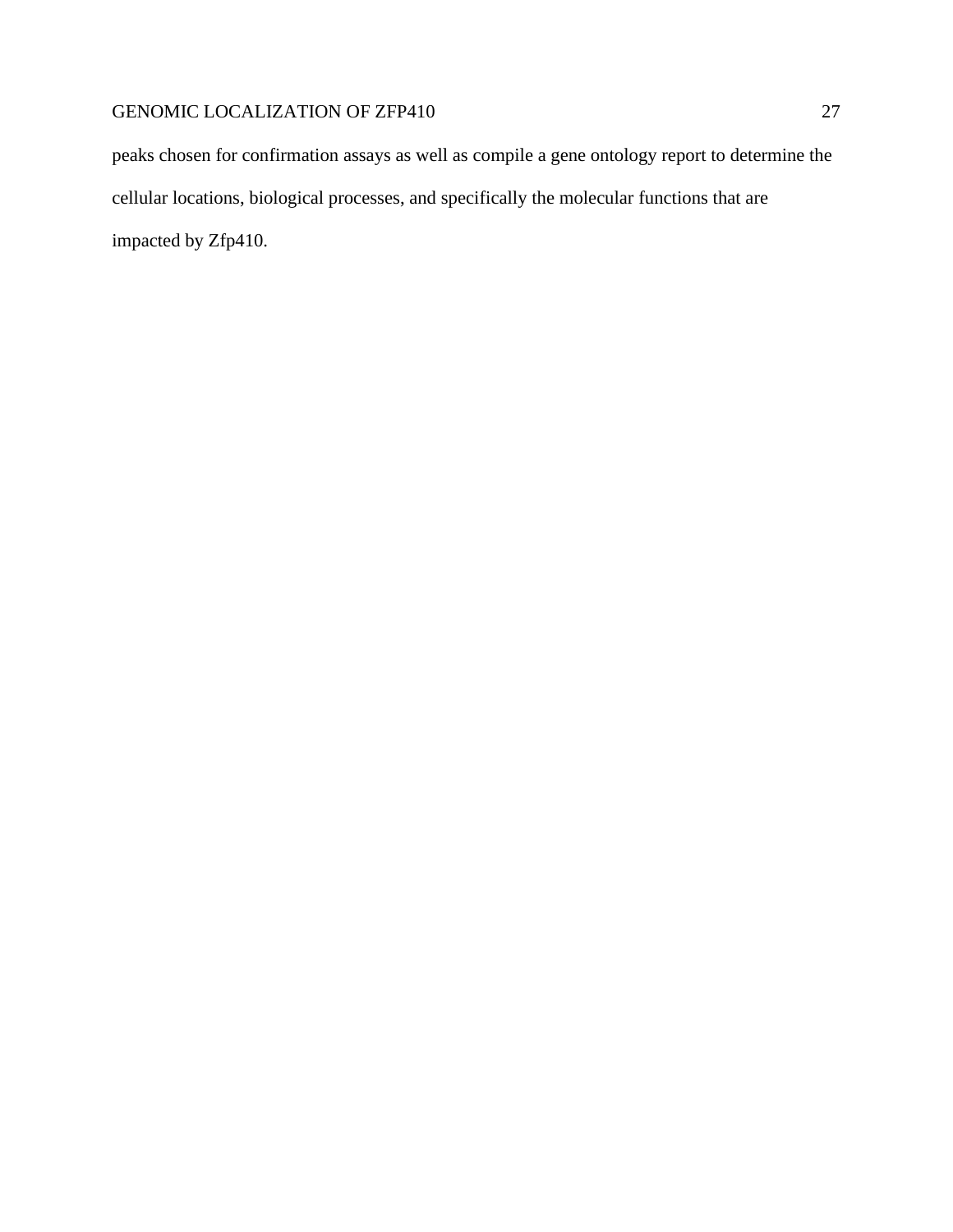peaks chosen for confirmation assays as well as compile a gene ontology report to determine the cellular locations, biological processes, and specifically the molecular functions that are impacted by Zfp410.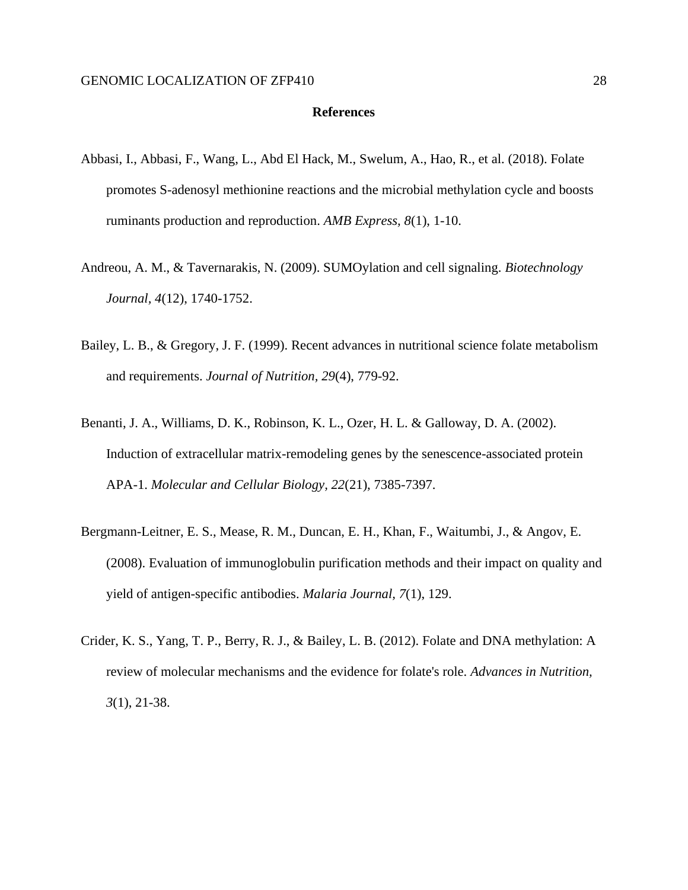## References

Abbasi, I., Abbasi, F., Wang, L., Abd El Hack, M., Swelum, A., Hao, R., et al. (2018). Folate promotes S-adenosyl methionine reactions and the microbial methylation cycle and boosts ruminants production and reproduction. *AMB Express, 8*(1), 1-10.

Andreou, A. M., & Tavernarakis, N. (2009). SUMOylation and cell signaling. *Biotechnology Journal, 4*(12), 1740-1752.

Bailey, L. B., & Gregory, J. F. (1999). Recent advances in nutritional science folate metabolism and requirements. *Journal of Nutrition, 29*(4), 779-92.

Benanti, J. A., Williams, D. K., Robinson, K. L., Ozer, H. L. & Galloway, D. A. (2002). Induction of extracellular matrix-remodeling genes by the senescence-associated protein APA-1. *Molecular and Cellular Biology, 22*(21), 7385-7397.

Bergmann-Leitner, E. S., Mease, R. M., Duncan, E. H., Khan, F., Waitumbi, J., & Angov, E. (2008). Evaluation of immunoglobulin purification methods and their impact on quality and yield of antigen-specific antibodies. *Malaria Journal, 7*(1), 129.

Crider, K. S., Yang, T. P., Berry, R. J., & Bailey, L. B. (2012). Folate and DNA methylation: A review of molecular mechanisms and the evidence for folate's role. *Advances in Nutrition, 3*(1), 21-38.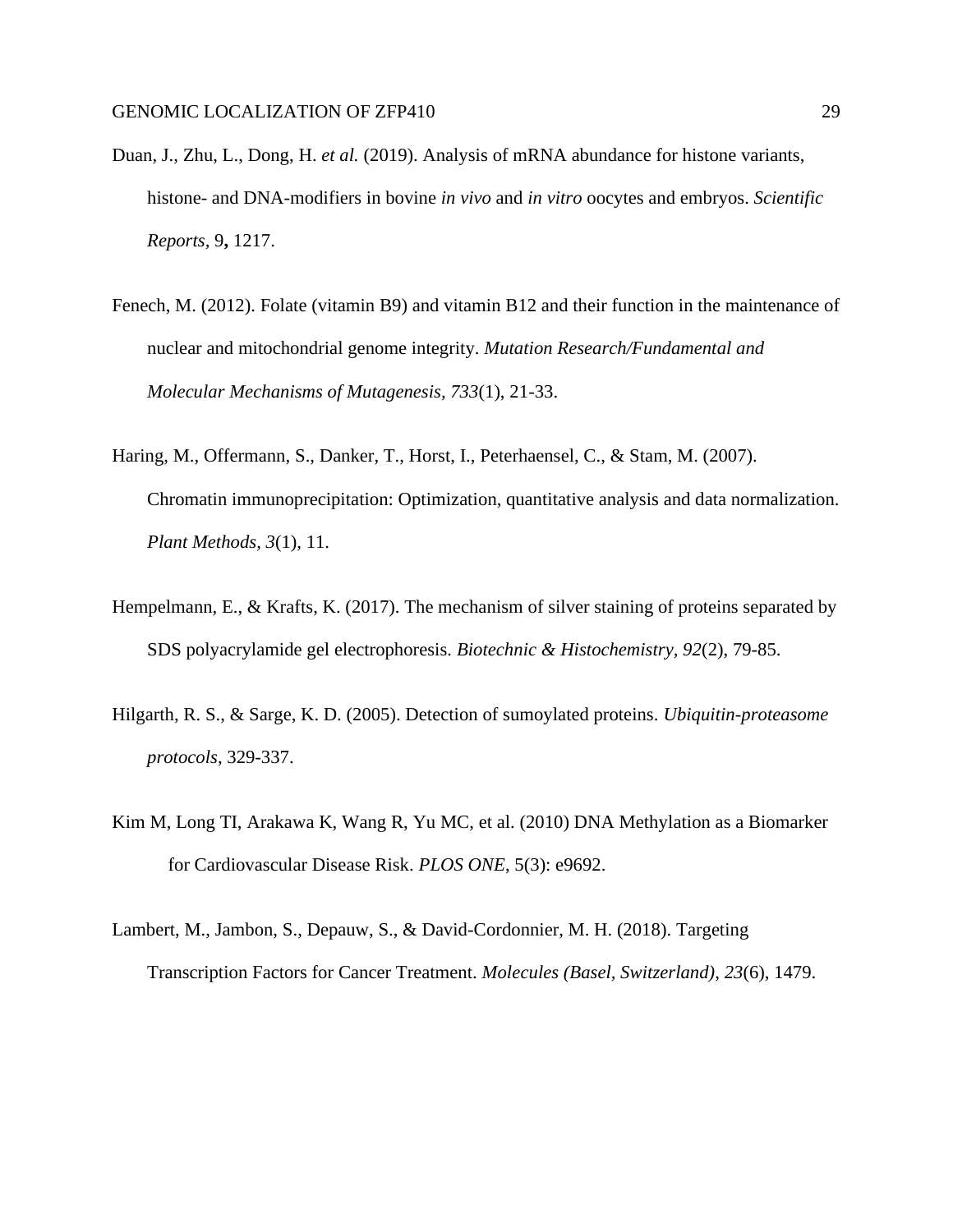Duan, J., Zhu, L., Dong, H. *et al.* (2019). Analysis of mRNA abundance for histone variants, histone- and DNA-modifiers in bovine *in vivo* and *in vitro* oocytes and embryos. *Scientific Reports*, 9**,** 1217.

Fenech, M. (2012). Folate (vitamin B9) and vitamin B12 and their function in the maintenance of nuclear and mitochondrial genome integrity. *Mutation Research/Fundamental and Molecular Mechanisms of Mutagenesis*, *733*(1), 21-33.

Haring, M., Offermann, S., Danker, T., Horst, I., Peterhaensel, C., & Stam, M. (2007). Chromatin immunoprecipitation: Optimization, quantitative analysis and data normalization. *Plant Methods*, *3*(1), 11.

Hempelmann, E., & Krafts, K. (2017). The mechanism of silver staining of proteins separated by SDS polyacrylamide gel electrophoresis. *Biotechnic & Histochemistry*, *92*(2), 79-85.

Hilgarth, R. S., & Sarge, K. D. (2005). Detection of sumoylated proteins. *Ubiquitin-proteasome protocols*, 329-337.

Kim M, Long TI, Arakawa K, Wang R, Yu MC, et al. (2010) DNA Methylation as a Biomarker for Cardiovascular Disease Risk. *PLOS ONE*, 5(3): e9692.

Lambert, M., Jambon, S., Depauw, S., & David-Cordonnier, M. H. (2018). Targeting Transcription Factors for Cancer Treatment. *Molecules (Basel, Switzerland)*, *23*(6), 1479.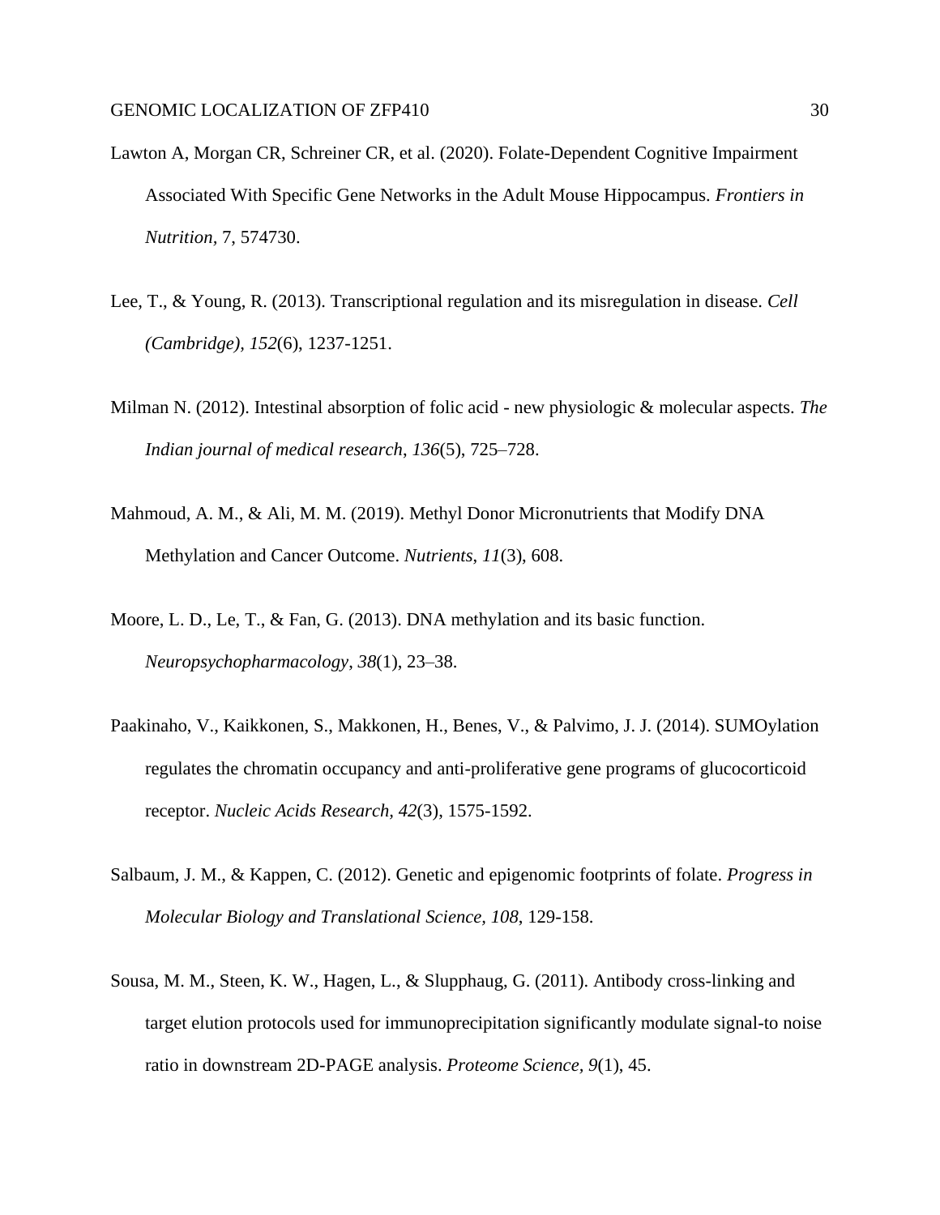Lawton A, Morgan CR, Schreiner CR, et al. (2020). Folate-Dependent Cognitive Impairment Associated With Specific Gene Networks in the Adult Mouse Hippocampus. *Frontiers in Nutrition*, 7, 574730.

Lee, T., & Young, R. (2013). Transcriptional regulation and its misregulation in disease. *Cell (Cambridge), 152*(6), 1237-1251.

Milman N. (2012). Intestinal absorption of folic acid - new physiologic & molecular aspects. *The Indian journal of medical research*, *136*(5), 725–728.

Mahmoud, A. M., & Ali, M. M. (2019). Methyl Donor Micronutrients that Modify DNA Methylation and Cancer Outcome. *Nutrients*, *11*(3), 608.

Moore, L. D., Le, T., & Fan, G. (2013). DNA methylation and its basic function. *Neuropsychopharmacology*, *38*(1), 23–38.

Paakinaho, V., Kaikkonen, S., Makkonen, H., Benes, V., & Palvimo, J. J. (2014). SUMOylation regulates the chromatin occupancy and anti-proliferative gene programs of glucocorticoid receptor. *Nucleic Acids Research, 42*(3), 1575-1592.

Salbaum, J. M., & Kappen, C. (2012). Genetic and epigenomic footprints of folate. *Progress in Molecular Biology and Translational Science, 108*, 129-158.

Sousa, M. M., Steen, K. W., Hagen, L., & Slupphaug, G. (2011). Antibody cross-linking and target elution protocols used for immunoprecipitation significantly modulate signal-to noise ratio in downstream 2D-PAGE analysis. *Proteome Science, 9*(1), 45.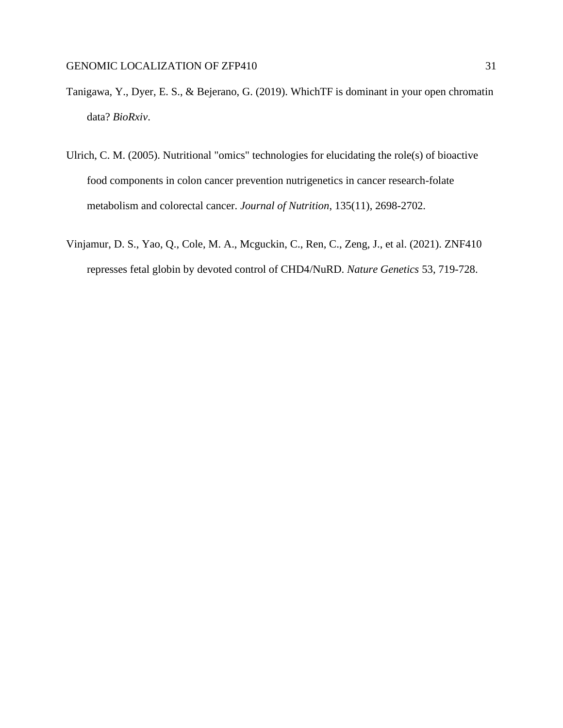Tanigawa, Y., Dyer, E. S., & Bejerano, G. (2019). WhichTF is dominant in your open chromatin data? *BioRxiv*.

Ulrich, C. M. (2005). Nutritional "omics" technologies for elucidating the role(s) of bioactive food components in colon cancer prevention nutrigenetics in cancer research-folate metabolism and colorectal cancer. *Journal of Nutrition*, 135(11), 2698-2702.

Vinjamur, D. S., Yao, Q., Cole, M. A., Mcguckin, C., Ren, C., Zeng, J., et al. (2021). ZNF410 represses fetal globin by devoted control of CHD4/NuRD. *Nature Genetics* 53, 719-728.